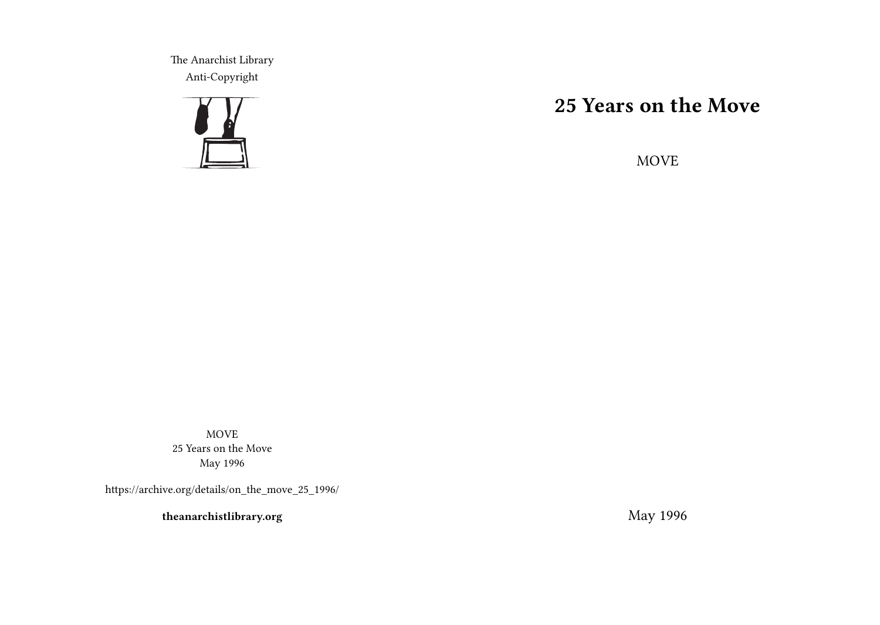# 25 Years on the Move

MOVE

May 1996

The Anarchist Library
Anti-Copyright

MOVE
25 Years on the Move
May 1996

https://archive.org/details/on_the_move_25_1996/

**theanarchistlibrary.org**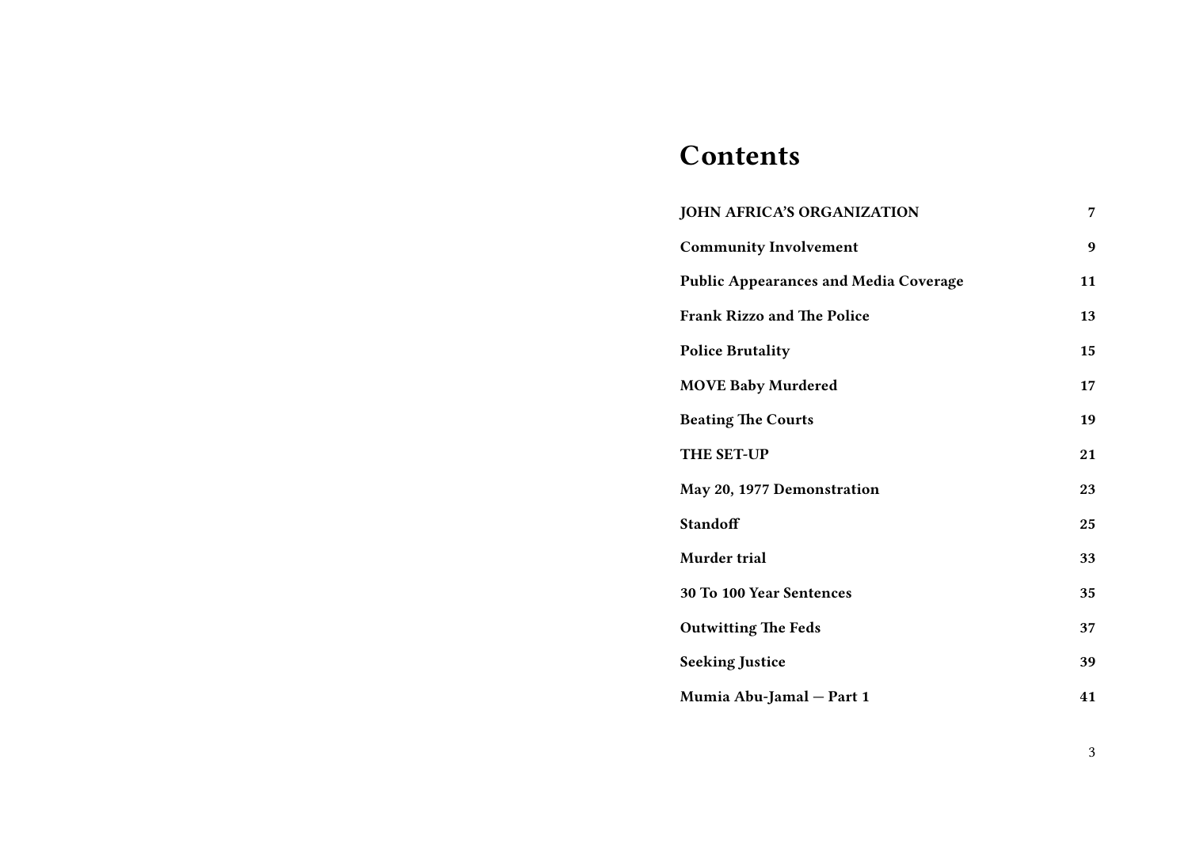# Contents

| | |
|---|---|
| **JOHN AFRICA'S ORGANIZATION** | **7** |
| **Community Involvement** | **9** |
| **Public Appearances and Media Coverage** | **11** |
| **Frank Rizzo and The Police** | **13** |
| **Police Brutality** | **15** |
| **MOVE Baby Murdered** | **17** |
| **Beating The Courts** | **19** |
| **THE SET-UP** | **21** |
| **May 20, 1977 Demonstration** | **23** |
| **Standoff** | **25** |
| **Murder trial** | **33** |
| **30 To 100 Year Sentences** | **35** |
| **Outwitting The Feds** | **37** |
| **Seeking Justice** | **39** |
| **Mumia Abu-Jamal — Part 1** | **41** |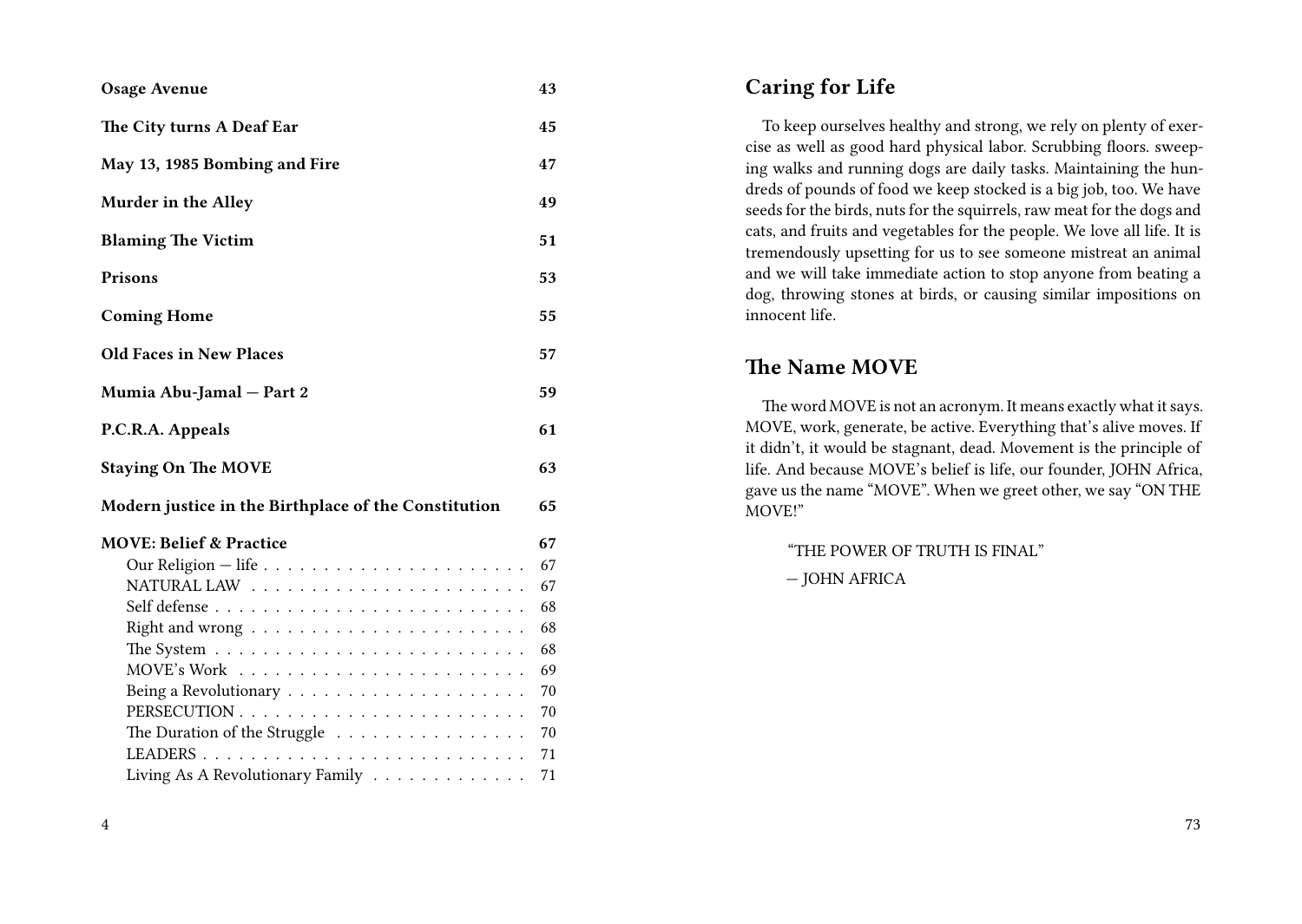| | |
|---|---|
| **Osage Avenue** | **43** |
| **The City turns A Deaf Ear** | **45** |
| **May 13, 1985 Bombing and Fire** | **47** |
| **Murder in the Alley** | **49** |
| **Blaming The Victim** | **51** |
| **Prisons** | **53** |
| **Coming Home** | **55** |
| **Old Faces in New Places** | **57** |
| **Mumia Abu-Jamal — Part 2** | **59** |
| **P.C.R.A. Appeals** | **61** |
| **Staying On The MOVE** | **63** |
| **Modern justice in the Birthplace of the Constitution** | **65** |
| **MOVE: Belief & Practice** | **67** |
| Our Religion — life | 67 |
| NATURAL LAW | 67 |
| Self defense | 68 |
| Right and wrong | 68 |
| The System | 68 |
| MOVE's Work | 69 |
| Being a Revolutionary | 70 |
| PERSECUTION | 70 |
| The Duration of the Struggle | 70 |
| LEADERS | 71 |
| Living As A Revolutionary Family | 71 |

## Caring for Life

To keep ourselves healthy and strong, we rely on plenty of exercise as well as good hard physical labor. Scrubbing floors. sweeping walks and running dogs are daily tasks. Maintaining the hundreds of pounds of food we keep stocked is a big job, too. We have seeds for the birds, nuts for the squirrels, raw meat for the dogs and cats, and fruits and vegetables for the people. We love all life. It is tremendously upsetting for us to see someone mistreat an animal and we will take immediate action to stop anyone from beating a dog, throwing stones at birds, or causing similar impositions on innocent life.

## The Name MOVE

The word MOVE is not an acronym. It means exactly what it says. MOVE, work, generate, be active. Everything that's alive moves. If it didn't, it would be stagnant, dead. Movement is the principle of life. And because MOVE's belief is life, our founder, JOHN Africa, gave us the name "MOVE". When we greet other, we say "ON THE MOVE!"

> "THE POWER OF TRUTH IS FINAL"
>
> — JOHN AFRICA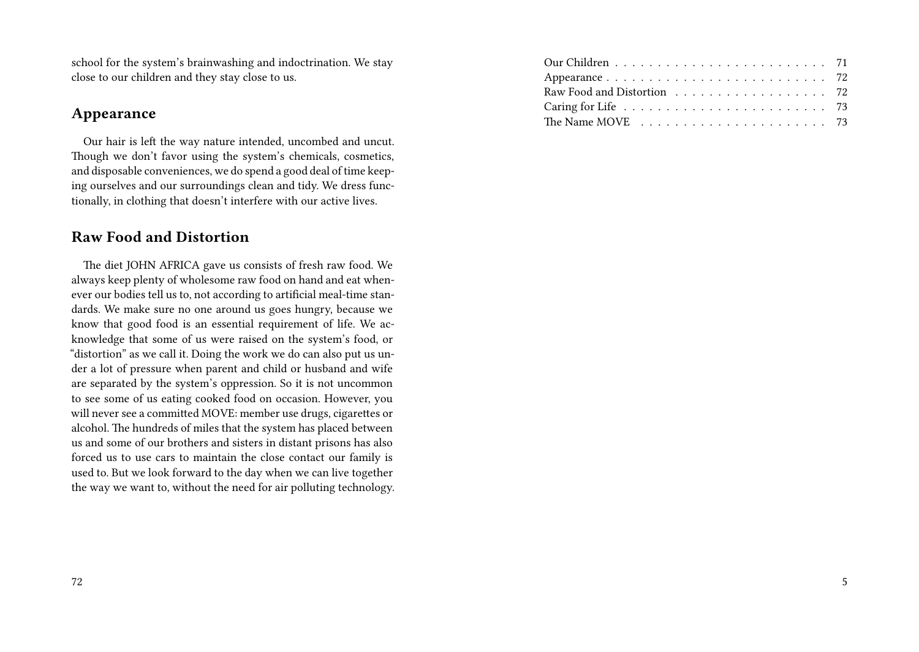school for the system's brainwashing and indoctrination. We stay close to our children and they stay close to us.

## Appearance

Our hair is left the way nature intended, uncombed and uncut. Though we don't favor using the system's chemicals, cosmetics, and disposable conveniences, we do spend a good deal of time keeping ourselves and our surroundings clean and tidy. We dress functionally, in clothing that doesn't interfere with our active lives.

## Raw Food and Distortion

The diet JOHN AFRICA gave us consists of fresh raw food. We always keep plenty of wholesome raw food on hand and eat whenever our bodies tell us to, not according to artificial meal-time standards. We make sure no one around us goes hungry, because we know that good food is an essential requirement of life. We acknowledge that some of us were raised on the system's food, or "distortion" as we call it. Doing the work we do can also put us under a lot of pressure when parent and child or husband and wife are separated by the system's oppression. So it is not uncommon to see some of us eating cooked food on occasion. However, you will never see a committed MOVE: member use drugs, cigarettes or alcohol. The hundreds of miles that the system has placed between us and some of our brothers and sisters in distant prisons has also forced us to use cars to maintain the close contact our family is used to. But we look forward to the day when we can live together the way we want to, without the need for air polluting technology.

Our Children . . . . . . . . . . . . . . . . . . . . . . . . 71
Appearance . . . . . . . . . . . . . . . . . . . . . . . . . 72
Raw Food and Distortion . . . . . . . . . . . . . . . . . 72
Caring for Life . . . . . . . . . . . . . . . . . . . . . . . 73
The Name MOVE . . . . . . . . . . . . . . . . . . . . . . 73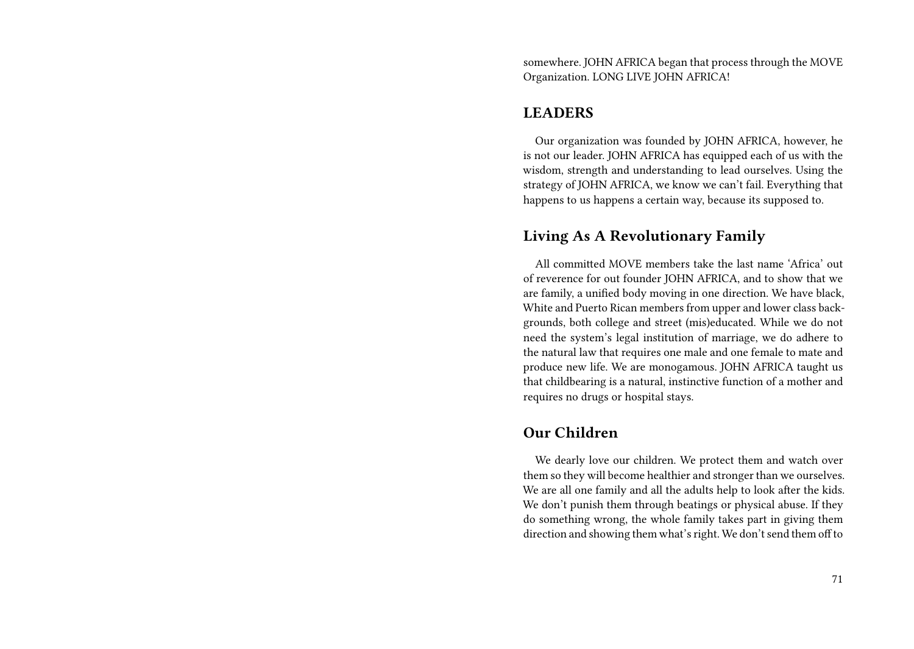somewhere. JOHN AFRICA began that process through the MOVE Organization. LONG LIVE JOHN AFRICA!

## LEADERS

Our organization was founded by JOHN AFRICA, however, he is not our leader. JOHN AFRICA has equipped each of us with the wisdom, strength and understanding to lead ourselves. Using the strategy of JOHN AFRICA, we know we can't fail. Everything that happens to us happens a certain way, because its supposed to.

## Living As A Revolutionary Family

All committed MOVE members take the last name 'Africa' out of reverence for out founder JOHN AFRICA, and to show that we are family, a unified body moving in one direction. We have black, White and Puerto Rican members from upper and lower class backgrounds, both college and street (mis)educated. While we do not need the system's legal institution of marriage, we do adhere to the natural law that requires one male and one female to mate and produce new life. We are monogamous. JOHN AFRICA taught us that childbearing is a natural, instinctive function of a mother and requires no drugs or hospital stays.

## Our Children

We dearly love our children. We protect them and watch over them so they will become healthier and stronger than we ourselves. We are all one family and all the adults help to look after the kids. We don't punish them through beatings or physical abuse. If they do something wrong, the whole family takes part in giving them direction and showing them what's right. We don't send them off to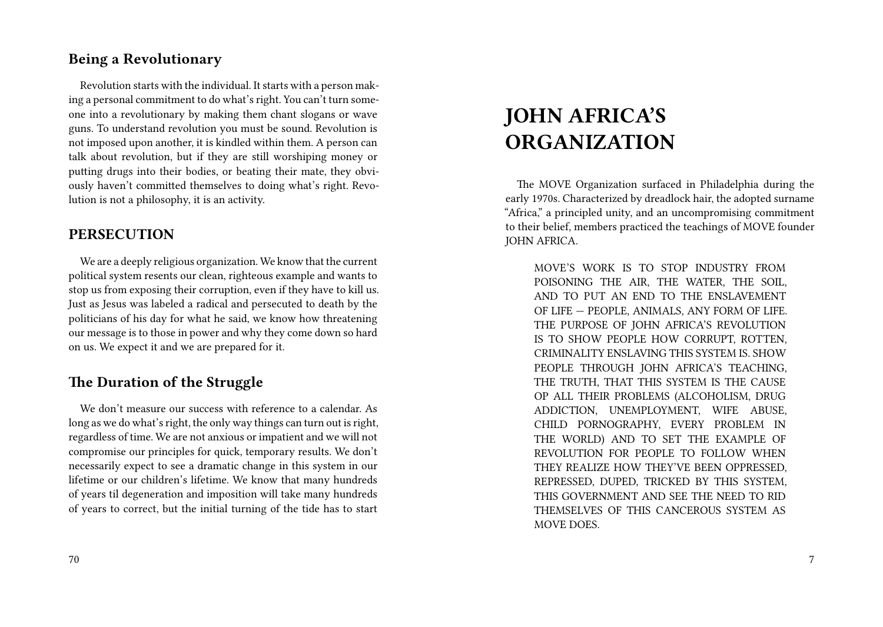### Being a Revolutionary

Revolution starts with the individual. It starts with a person making a personal commitment to do what's right. You can't turn someone into a revolutionary by making them chant slogans or wave guns. To understand revolution you must be sound. Revolution is not imposed upon another, it is kindled within them. A person can talk about revolution, but if they are still worshiping money or putting drugs into their bodies, or beating their mate, they obviously haven't committed themselves to doing what's right. Revolution is not a philosophy, it is an activity.

### PERSECUTION

We are a deeply religious organization. We know that the current political system resents our clean, righteous example and wants to stop us from exposing their corruption, even if they have to kill us. Just as Jesus was labeled a radical and persecuted to death by the politicians of his day for what he said, we know how threatening our message is to those in power and why they come down so hard on us. We expect it and we are prepared for it.

### The Duration of the Struggle

We don't measure our success with reference to a calendar. As long as we do what's right, the only way things can turn out is right, regardless of time. We are not anxious or impatient and we will not compromise our principles for quick, temporary results. We don't necessarily expect to see a dramatic change in this system in our lifetime or our children's lifetime. We know that many hundreds of years til degeneration and imposition will take many hundreds of years to correct, but the initial turning of the tide has to start

# JOHN AFRICA'S ORGANIZATION

The MOVE Organization surfaced in Philadelphia during the early 1970s. Characterized by dreadlock hair, the adopted surname "Africa," a principled unity, and an uncompromising commitment to their belief, members practiced the teachings of MOVE founder JOHN AFRICA.

> MOVE'S WORK IS TO STOP INDUSTRY FROM POISONING THE AIR, THE WATER, THE SOIL, AND TO PUT AN END TO THE ENSLAVEMENT OF LIFE — PEOPLE, ANIMALS, ANY FORM OF LIFE. THE PURPOSE OF JOHN AFRICA'S REVOLUTION IS TO SHOW PEOPLE HOW CORRUPT, ROTTEN, CRIMINALITY ENSLAVING THIS SYSTEM IS. SHOW PEOPLE THROUGH JOHN AFRICA'S TEACHING, THE TRUTH, THAT THIS SYSTEM IS THE CAUSE OP ALL THEIR PROBLEMS (ALCOHOLISM, DRUG ADDICTION, UNEMPLOYMENT, WIFE ABUSE, CHILD PORNOGRAPHY, EVERY PROBLEM IN THE WORLD) AND TO SET THE EXAMPLE OF REVOLUTION FOR PEOPLE TO FOLLOW WHEN THEY REALIZE HOW THEY'VE BEEN OPPRESSED, REPRESSED, DUPED, TRICKED BY THIS SYSTEM, THIS GOVERNMENT AND SEE THE NEED TO RID THEMSELVES OF THIS CANCEROUS SYSTEM AS MOVE DOES.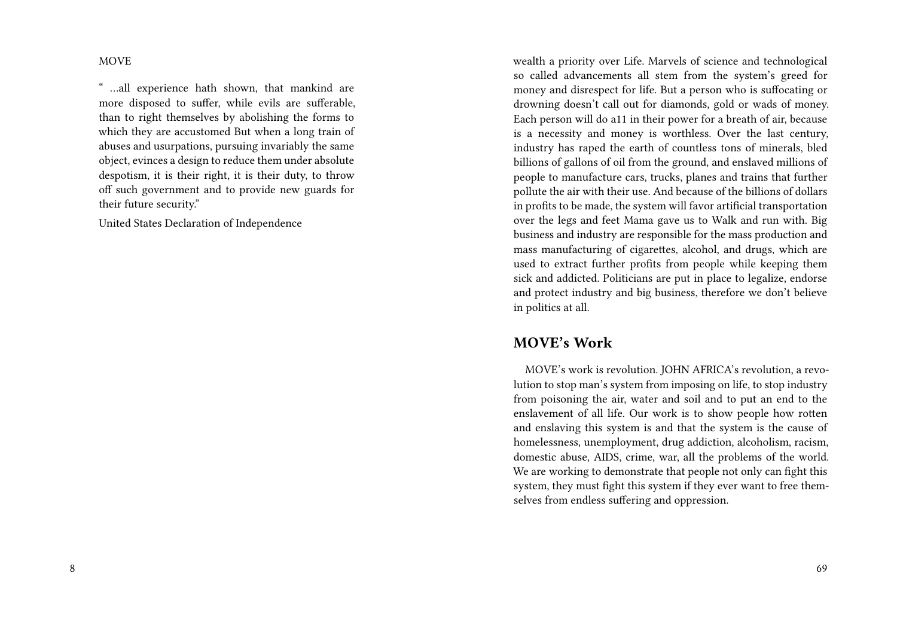" ...all experience hath shown, that mankind are more disposed to suffer, while evils are sufferable, than to right themselves by abolishing the forms to which they are accustomed But when a long train of abuses and usurpations, pursuing invariably the same object, evinces a design to reduce them under absolute despotism, it is their right, it is their duty, to throw off such government and to provide new guards for their future security."

United States Declaration of Independence

wealth a priority over Life. Marvels of science and technological so called advancements all stem from the system's greed for money and disrespect for life. But a person who is suffocating or drowning doesn't call out for diamonds, gold or wads of money. Each person will do a11 in their power for a breath of air, because is a necessity and money is worthless. Over the last century, industry has raped the earth of countless tons of minerals, bled billions of gallons of oil from the ground, and enslaved millions of people to manufacture cars, trucks, planes and trains that further pollute the air with their use. And because of the billions of dollars in profits to be made, the system will favor artificial transportation over the legs and feet Mama gave us to Walk and run with. Big business and industry are responsible for the mass production and mass manufacturing of cigarettes, alcohol, and drugs, which are used to extract further profits from people while keeping them sick and addicted. Politicians are put in place to legalize, endorse and protect industry and big business, therefore we don't believe in politics at all.

## MOVE's Work

MOVE's work is revolution. JOHN AFRICA's revolution, a revolution to stop man's system from imposing on life, to stop industry from poisoning the air, water and soil and to put an end to the enslavement of all life. Our work is to show people how rotten and enslaving this system is and that the system is the cause of homelessness, unemployment, drug addiction, alcoholism, racism, domestic abuse, AIDS, crime, war, all the problems of the world. We are working to demonstrate that people not only can fight this system, they must fight this system if they ever want to free themselves from endless suffering and oppression.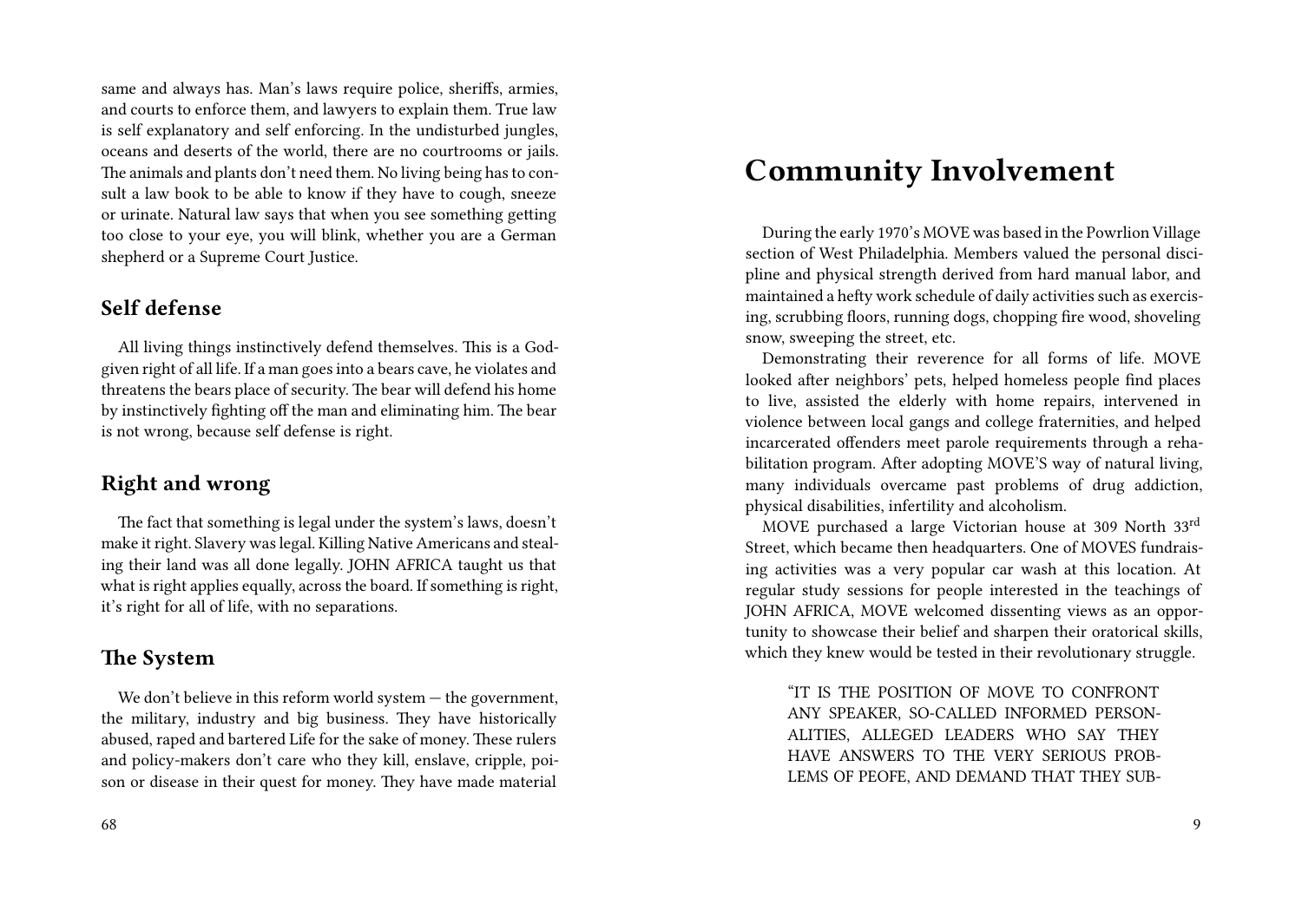same and always has. Man's laws require police, sheriffs, armies, and courts to enforce them, and lawyers to explain them. True law is self explanatory and self enforcing. In the undisturbed jungles, oceans and deserts of the world, there are no courtrooms or jails. The animals and plants don't need them. No living being has to consult a law book to be able to know if they have to cough, sneeze or urinate. Natural law says that when you see something getting too close to your eye, you will blink, whether you are a German shepherd or a Supreme Court Justice.

### Self defense

All living things instinctively defend themselves. This is a God-given right of all life. If a man goes into a bears cave, he violates and threatens the bears place of security. The bear will defend his home by instinctively fighting off the man and eliminating him. The bear is not wrong, because self defense is right.

### Right and wrong

The fact that something is legal under the system's laws, doesn't make it right. Slavery was legal. Killing Native Americans and stealing their land was all done legally. JOHN AFRICA taught us that what is right applies equally, across the board. If something is right, it's right for all of life, with no separations.

### The System

We don't believe in this reform world system — the government, the military, industry and big business. They have historically abused, raped and bartered Life for the sake of money. These rulers and policy-makers don't care who they kill, enslave, cripple, poison or disease in their quest for money. They have made material

## Community Involvement

During the early 1970's MOVE was based in the Powrlion Village section of West Philadelphia. Members valued the personal discipline and physical strength derived from hard manual labor, and maintained a hefty work schedule of daily activities such as exercising, scrubbing floors, running dogs, chopping fire wood, shoveling snow, sweeping the street, etc.

Demonstrating their reverence for all forms of life. MOVE looked after neighbors' pets, helped homeless people find places to live, assisted the elderly with home repairs, intervened in violence between local gangs and college fraternities, and helped incarcerated offenders meet parole requirements through a rehabilitation program. After adopting MOVE'S way of natural living, many individuals overcame past problems of drug addiction, physical disabilities, infertility and alcoholism.

MOVE purchased a large Victorian house at 309 North 33rd Street, which became then headquarters. One of MOVES fundraising activities was a very popular car wash at this location. At regular study sessions for people interested in the teachings of JOHN AFRICA, MOVE welcomed dissenting views as an opportunity to showcase their belief and sharpen their oratorical skills, which they knew would be tested in their revolutionary struggle.

> "IT IS THE POSITION OF MOVE TO CONFRONT ANY SPEAKER, SO-CALLED INFORMED PERSONALITIES, ALLEGED LEADERS WHO SAY THEY HAVE ANSWERS TO THE VERY SERIOUS PROBLEMS OF PEOFE, AND DEMAND THAT THEY SUB-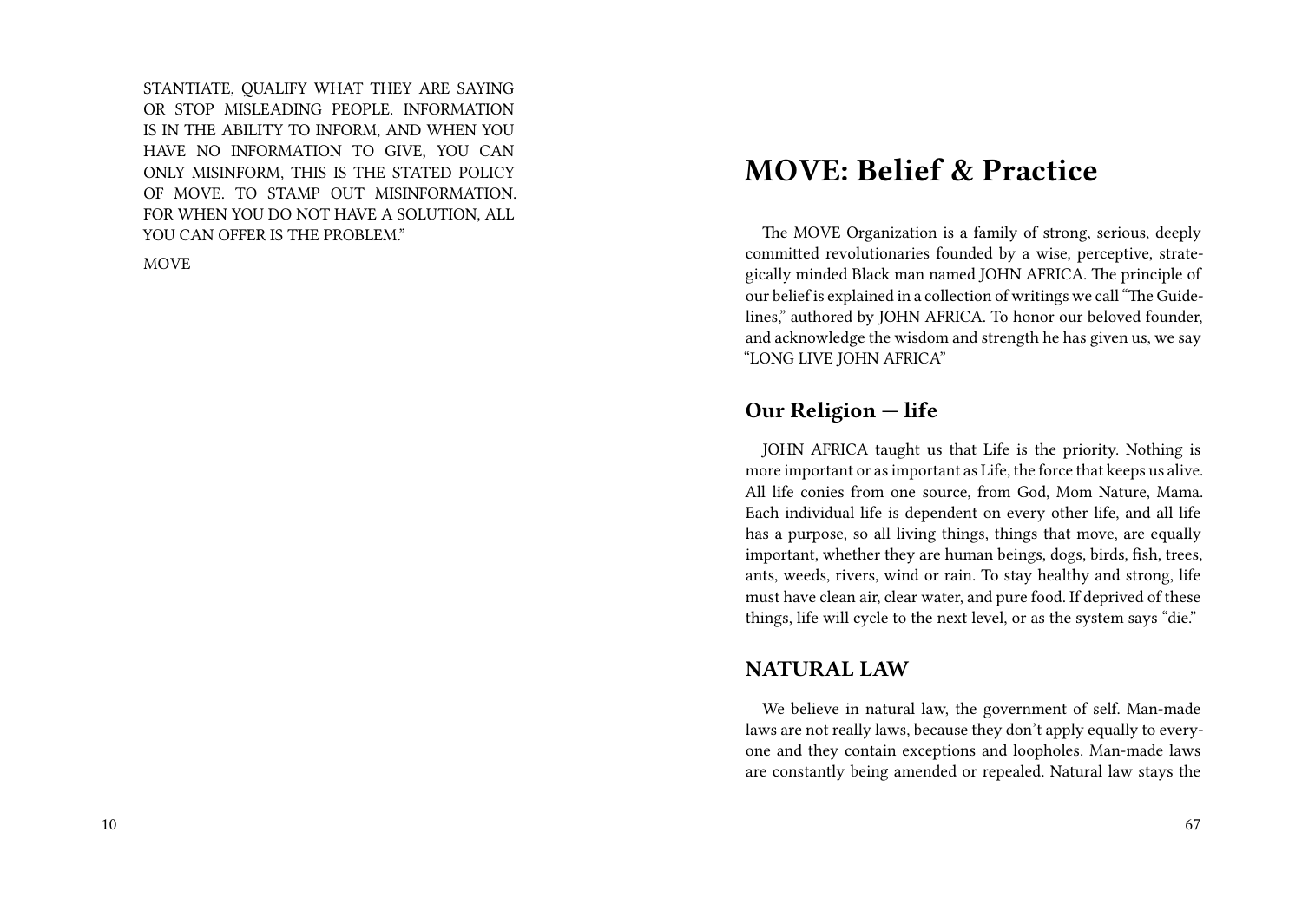STANTIATE, QUALIFY WHAT THEY ARE SAYING OR STOP MISLEADING PEOPLE. INFORMATION IS IN THE ABILITY TO INFORM, AND WHEN YOU HAVE NO INFORMATION TO GIVE, YOU CAN ONLY MISINFORM, THIS IS THE STATED POLICY OF MOVE. TO STAMP OUT MISINFORMATION. FOR WHEN YOU DO NOT HAVE A SOLUTION, ALL YOU CAN OFFER IS THE PROBLEM."

MOVE

# MOVE: Belief & Practice

The MOVE Organization is a family of strong, serious, deeply committed revolutionaries founded by a wise, perceptive, strategically minded Black man named JOHN AFRICA. The principle of our belief is explained in a collection of writings we call "The Guidelines," authored by JOHN AFRICA. To honor our beloved founder, and acknowledge the wisdom and strength he has given us, we say "LONG LIVE JOHN AFRICA"

## Our Religion — life

JOHN AFRICA taught us that Life is the priority. Nothing is more important or as important as Life, the force that keeps us alive. All life conies from one source, from God, Mom Nature, Mama. Each individual life is dependent on every other life, and all life has a purpose, so all living things, things that move, are equally important, whether they are human beings, dogs, birds, fish, trees, ants, weeds, rivers, wind or rain. To stay healthy and strong, life must have clean air, clear water, and pure food. If deprived of these things, life will cycle to the next level, or as the system says "die."

## NATURAL LAW

We believe in natural law, the government of self. Man-made laws are not really laws, because they don't apply equally to everyone and they contain exceptions and loopholes. Man-made laws are constantly being amended or repealed. Natural law stays the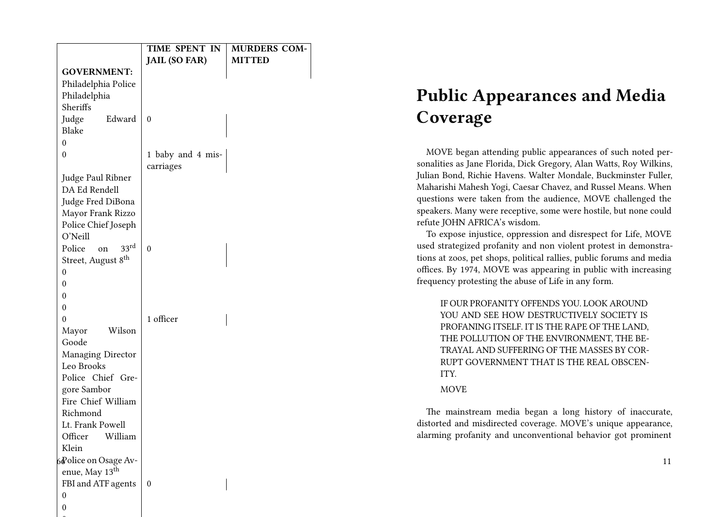| | TIME SPENT IN JAIL (SO FAR) | MURDERS COMMITTED |
|---|---|---|
| **GOVERNMENT:** | | |
| Philadelphia Police Philadelphia Sheriffs Judge Edward Blake | 0 | |
| 0 | | |
| 0 | 1 baby and 4 miscarriages | |
| Judge Paul Ribner DA Ed Rendell Judge Fred DiBona Mayor Frank Rizzo Police Chief Joseph O'Neill Police on 33rd Street, August 8th | 0 | |
| 0 | | |
| 0 | | |
| 0 | | |
| 0 | | |
| 0 | 1 officer | |
| Mayor Wilson Goode Managing Director Leo Brooks Police Chief Gregore Sambor Fire Chief William Richmond Lt. Frank Powell Officer William Klein Police on Osage Avenue, May 13th FBI and ATF agents | 0 | |
| 0 | | |
| 0 | | |

# Public Appearances and Media Coverage

MOVE began attending public appearances of such noted personalities as Jane Florida, Dick Gregory, Alan Watts, Roy Wilkins, Julian Bond, Richie Havens. Walter Mondale, Buckminster Fuller, Maharishi Mahesh Yogi, Caesar Chavez, and Russel Means. When questions were taken from the audience, MOVE challenged the speakers. Many were receptive, some were hostile, but none could refute JOHN AFRICA's wisdom.

To expose injustice, oppression and disrespect for Life, MOVE used strategized profanity and non violent protest in demonstrations at zoos, pet shops, political rallies, public forums and media offices. By 1974, MOVE was appearing in public with increasing frequency protesting the abuse of Life in any form.

> IF OUR PROFANITY OFFENDS YOU. LOOK AROUND YOU AND SEE HOW DESTRUCTIVELY SOCIETY IS PROFANING ITSELF. IT IS THE RAPE OF THE LAND, THE POLLUTION OF THE ENVIRONMENT, THE BETRAYAL AND SUFFERING OF THE MASSES BY CORRUPT GOVERNMENT THAT IS THE REAL OBSCENITY.
>
> MOVE

The mainstream media began a long history of inaccurate, distorted and misdirected coverage. MOVE's unique appearance, alarming profanity and unconventional behavior got prominent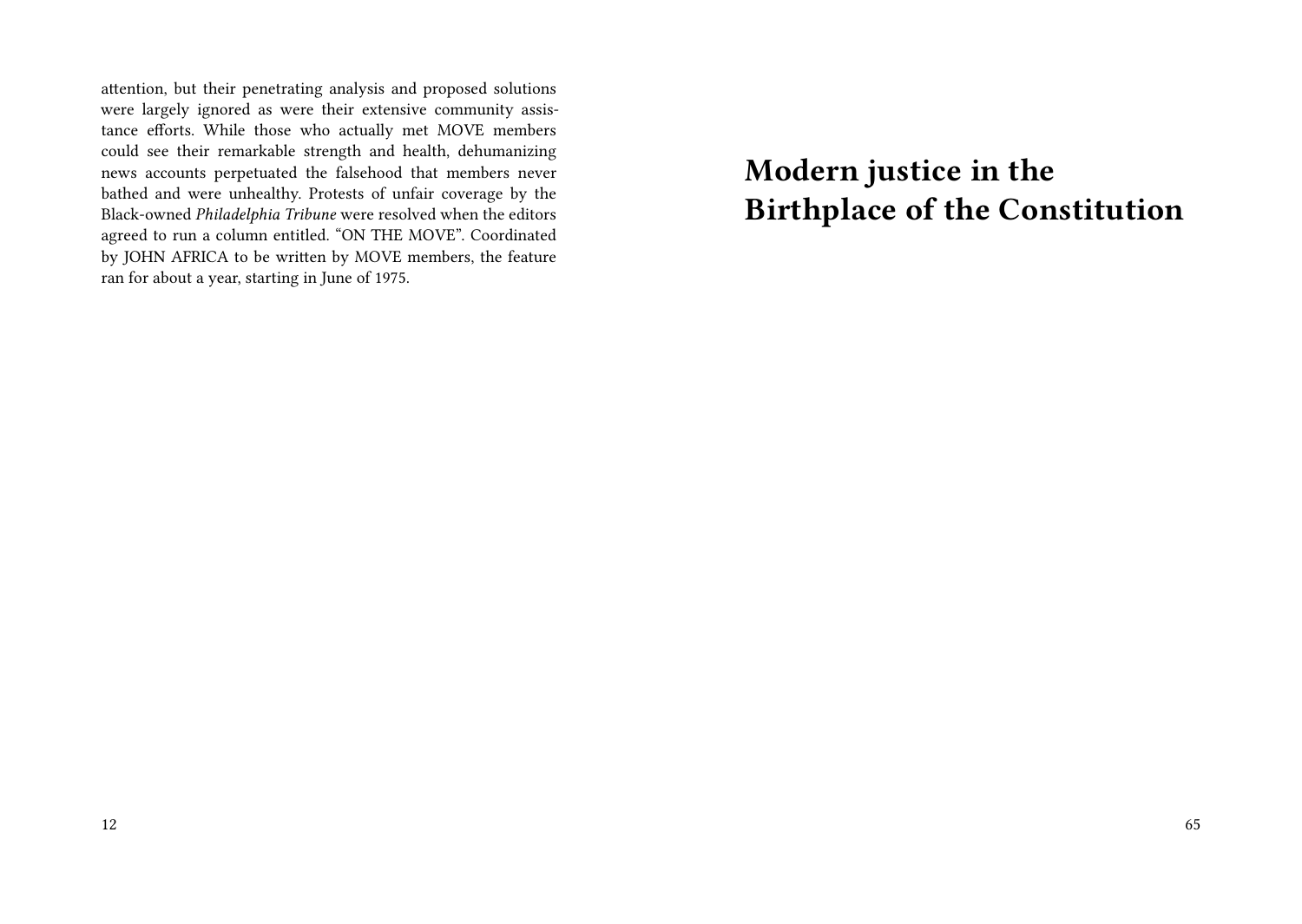attention, but their penetrating analysis and proposed solutions were largely ignored as were their extensive community assistance efforts. While those who actually met MOVE members could see their remarkable strength and health, dehumanizing news accounts perpetuated the falsehood that members never bathed and were unhealthy. Protests of unfair coverage by the Black-owned *Philadelphia Tribune* were resolved when the editors agreed to run a column entitled. "ON THE MOVE". Coordinated by JOHN AFRICA to be written by MOVE members, the feature ran for about a year, starting in June of 1975.

# Modern justice in the Birthplace of the Constitution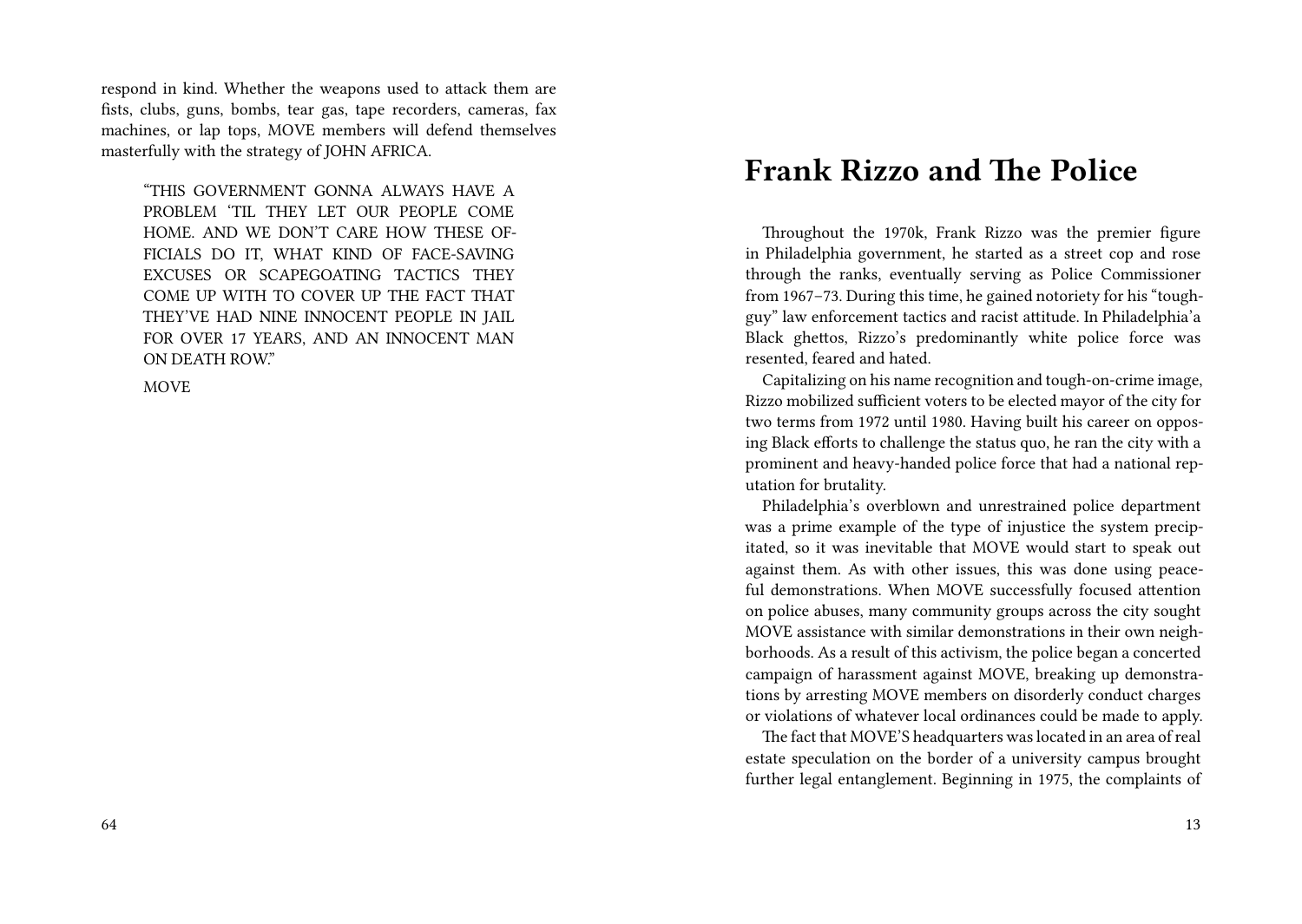respond in kind. Whether the weapons used to attack them are fists, clubs, guns, bombs, tear gas, tape recorders, cameras, fax machines, or lap tops, MOVE members will defend themselves masterfully with the strategy of JOHN AFRICA.

> "THIS GOVERNMENT GONNA ALWAYS HAVE A PROBLEM 'TIL THEY LET OUR PEOPLE COME HOME. AND WE DON'T CARE HOW THESE OFFICIALS DO IT, WHAT KIND OF FACE-SAVING EXCUSES OR SCAPEGOATING TACTICS THEY COME UP WITH TO COVER UP THE FACT THAT THEY'VE HAD NINE INNOCENT PEOPLE IN JAIL FOR OVER 17 YEARS, AND AN INNOCENT MAN ON DEATH ROW."
>
> MOVE

## Frank Rizzo and The Police

Throughout the 1970k, Frank Rizzo was the premier figure in Philadelphia government, he started as a street cop and rose through the ranks, eventually serving as Police Commissioner from 1967–73. During this time, he gained notoriety for his "tough-guy" law enforcement tactics and racist attitude. In Philadelphia'a Black ghettos, Rizzo's predominantly white police force was resented, feared and hated.

Capitalizing on his name recognition and tough-on-crime image, Rizzo mobilized sufficient voters to be elected mayor of the city for two terms from 1972 until 1980. Having built his career on opposing Black efforts to challenge the status quo, he ran the city with a prominent and heavy-handed police force that had a national reputation for brutality.

Philadelphia's overblown and unrestrained police department was a prime example of the type of injustice the system precipitated, so it was inevitable that MOVE would start to speak out against them. As with other issues, this was done using peaceful demonstrations. When MOVE successfully focused attention on police abuses, many community groups across the city sought MOVE assistance with similar demonstrations in their own neighborhoods. As a result of this activism, the police began a concerted campaign of harassment against MOVE, breaking up demonstrations by arresting MOVE members on disorderly conduct charges or violations of whatever local ordinances could be made to apply.

The fact that MOVE'S headquarters was located in an area of real estate speculation on the border of a university campus brought further legal entanglement. Beginning in 1975, the complaints of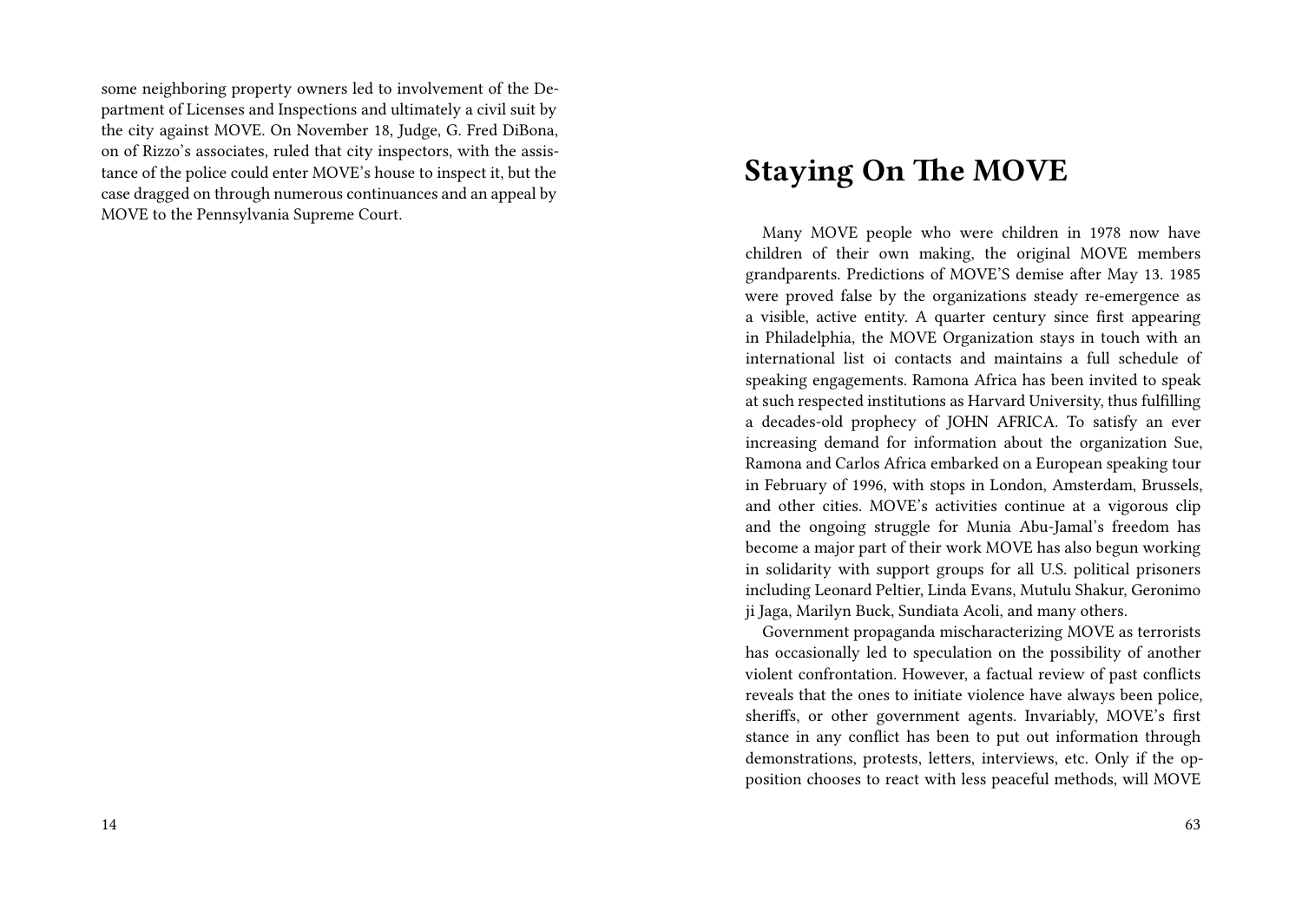some neighboring property owners led to involvement of the Department of Licenses and Inspections and ultimately a civil suit by the city against MOVE. On November 18, Judge, G. Fred DiBona, on of Rizzo's associates, ruled that city inspectors, with the assistance of the police could enter MOVE's house to inspect it, but the case dragged on through numerous continuances and an appeal by MOVE to the Pennsylvania Supreme Court.

## Staying On The MOVE

Many MOVE people who were children in 1978 now have children of their own making, the original MOVE members grandparents. Predictions of MOVE'S demise after May 13. 1985 were proved false by the organizations steady re-emergence as a visible, active entity. A quarter century since first appearing in Philadelphia, the MOVE Organization stays in touch with an international list oi contacts and maintains a full schedule of speaking engagements. Ramona Africa has been invited to speak at such respected institutions as Harvard University, thus fulfilling a decades-old prophecy of JOHN AFRICA. To satisfy an ever increasing demand for information about the organization Sue, Ramona and Carlos Africa embarked on a European speaking tour in February of 1996, with stops in London, Amsterdam, Brussels, and other cities. MOVE's activities continue at a vigorous clip and the ongoing struggle for Munia Abu-Jamal's freedom has become a major part of their work MOVE has also begun working in solidarity with support groups for all U.S. political prisoners including Leonard Peltier, Linda Evans, Mutulu Shakur, Geronimo ji Jaga, Marilyn Buck, Sundiata Acoli, and many others.

Government propaganda mischaracterizing MOVE as terrorists has occasionally led to speculation on the possibility of another violent confrontation. However, a factual review of past conflicts reveals that the ones to initiate violence have always been police, sheriffs, or other government agents. Invariably, MOVE's first stance in any conflict has been to put out information through demonstrations, protests, letters, interviews, etc. Only if the opposition chooses to react with less peaceful methods, will MOVE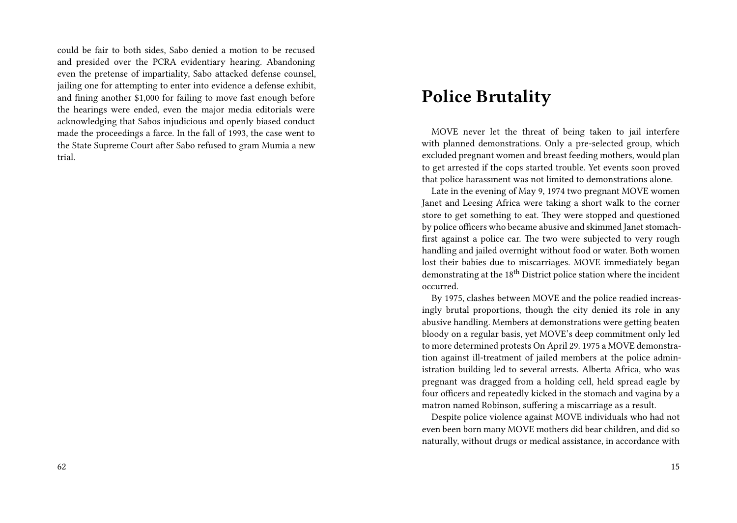could be fair to both sides, Sabo denied a motion to be recused and presided over the PCRA evidentiary hearing. Abandoning even the pretense of impartiality, Sabo attacked defense counsel, jailing one for attempting to enter into evidence a defense exhibit, and fining another $1,000 for failing to move fast enough before the hearings were ended, even the major media editorials were acknowledging that Sabos injudicious and openly biased conduct made the proceedings a farce. In the fall of 1993, the case went to the State Supreme Court after Sabo refused to gram Mumia a new trial.

## Police Brutality

MOVE never let the threat of being taken to jail interfere with planned demonstrations. Only a pre-selected group, which excluded pregnant women and breast feeding mothers, would plan to get arrested if the cops started trouble. Yet events soon proved that police harassment was not limited to demonstrations alone.

Late in the evening of May 9, 1974 two pregnant MOVE women Janet and Leesing Africa were taking a short walk to the corner store to get something to eat. They were stopped and questioned by police officers who became abusive and skimmed Janet stomach-first against a police car. The two were subjected to very rough handling and jailed overnight without food or water. Both women lost their babies due to miscarriages. MOVE immediately began demonstrating at the 18th District police station where the incident occurred.

By 1975, clashes between MOVE and the police readied increasingly brutal proportions, though the city denied its role in any abusive handling. Members at demonstrations were getting beaten bloody on a regular basis, yet MOVE's deep commitment only led to more determined protests On April 29. 1975 a MOVE demonstration against ill-treatment of jailed members at the police administration building led to several arrests. Alberta Africa, who was pregnant was dragged from a holding cell, held spread eagle by four officers and repeatedly kicked in the stomach and vagina by a matron named Robinson, suffering a miscarriage as a result.

Despite police violence against MOVE individuals who had not even been born many MOVE mothers did bear children, and did so naturally, without drugs or medical assistance, in accordance with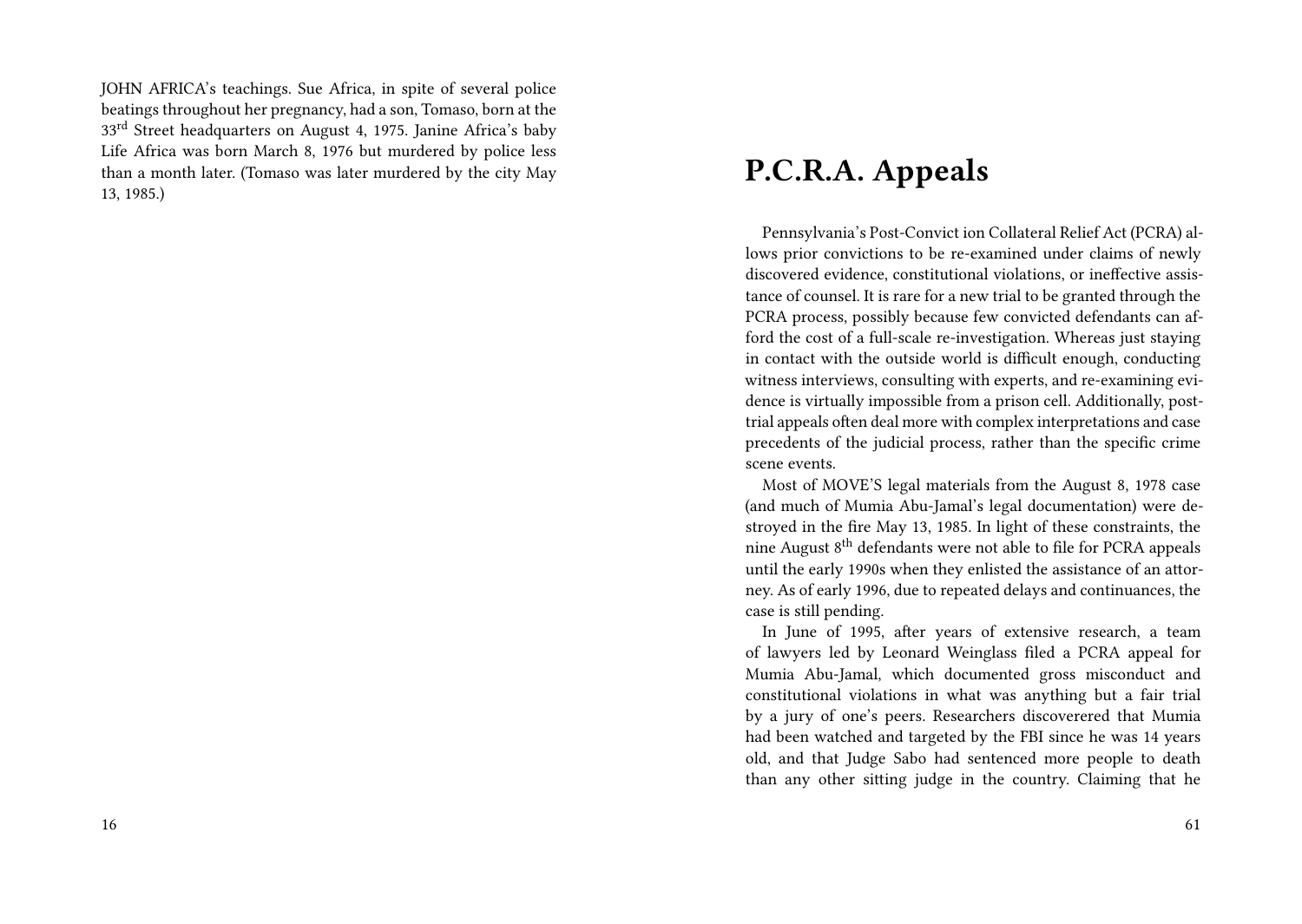JOHN AFRICA's teachings. Sue Africa, in spite of several police beatings throughout her pregnancy, had a son, Tomaso, born at the 33rd Street headquarters on August 4, 1975. Janine Africa's baby Life Africa was born March 8, 1976 but murdered by police less than a month later. (Tomaso was later murdered by the city May 13, 1985.)

# P.C.R.A. Appeals

Pennsylvania's Post-Convict ion Collateral Relief Act (PCRA) allows prior convictions to be re-examined under claims of newly discovered evidence, constitutional violations, or ineffective assistance of counsel. It is rare for a new trial to be granted through the PCRA process, possibly because few convicted defendants can afford the cost of a full-scale re-investigation. Whereas just staying in contact with the outside world is difficult enough, conducting witness interviews, consulting with experts, and re-examining evidence is virtually impossible from a prison cell. Additionally, post-trial appeals often deal more with complex interpretations and case precedents of the judicial process, rather than the specific crime scene events.

Most of MOVE'S legal materials from the August 8, 1978 case (and much of Mumia Abu-Jamal's legal documentation) were destroyed in the fire May 13, 1985. In light of these constraints, the nine August 8th defendants were not able to file for PCRA appeals until the early 1990s when they enlisted the assistance of an attorney. As of early 1996, due to repeated delays and continuances, the case is still pending.

In June of 1995, after years of extensive research, a team of lawyers led by Leonard Weinglass filed a PCRA appeal for Mumia Abu-Jamal, which documented gross misconduct and constitutional violations in what was anything but a fair trial by a jury of one's peers. Researchers discoverered that Mumia had been watched and targeted by the FBI since he was 14 years old, and that Judge Sabo had sentenced more people to death than any other sitting judge in the country. Claiming that he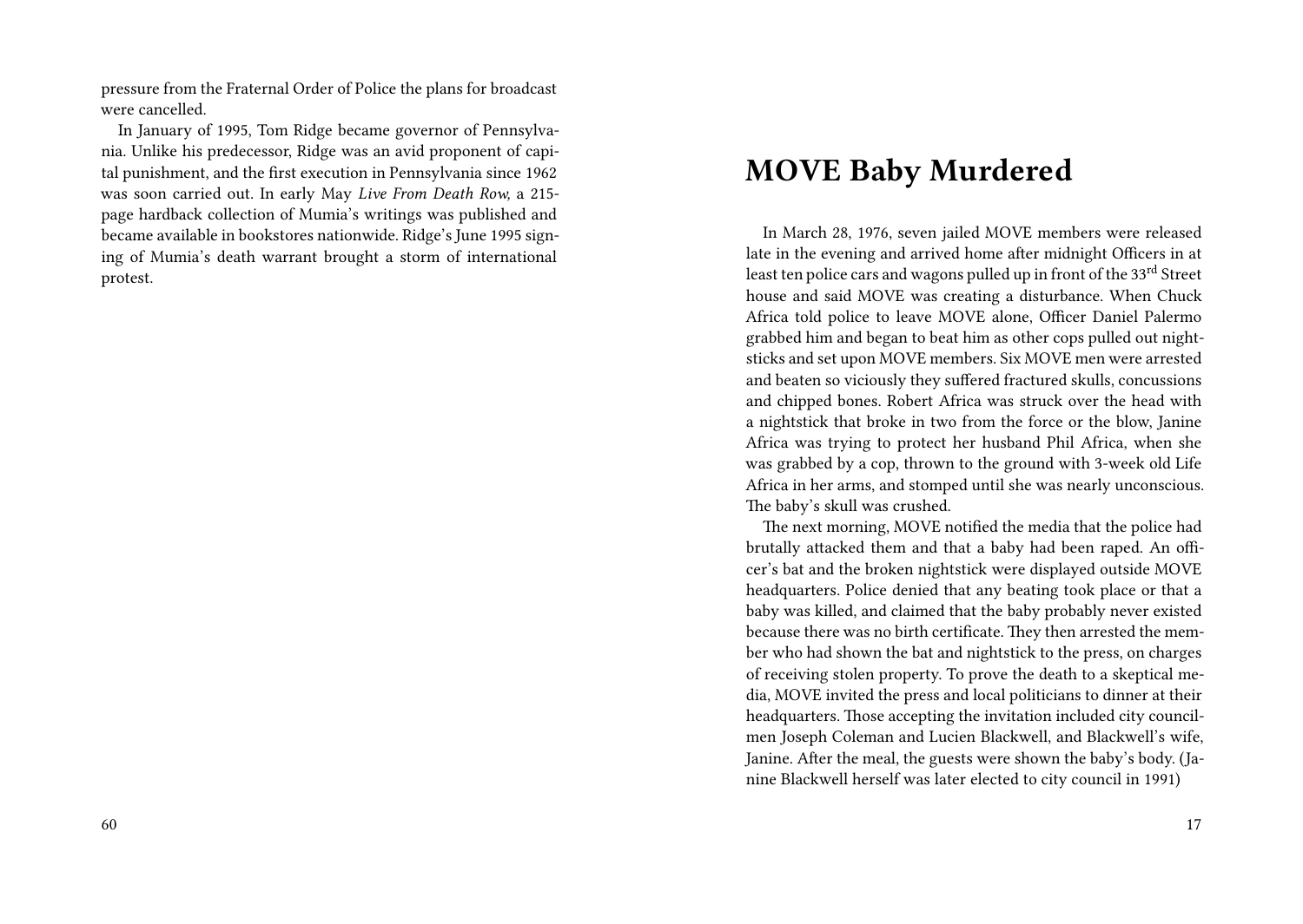pressure from the Fraternal Order of Police the plans for broadcast were cancelled.

In January of 1995, Tom Ridge became governor of Pennsylvania. Unlike his predecessor, Ridge was an avid proponent of capital punishment, and the first execution in Pennsylvania since 1962 was soon carried out. In early May *Live From Death Row,* a 215-page hardback collection of Mumia's writings was published and became available in bookstores nationwide. Ridge's June 1995 signing of Mumia's death warrant brought a storm of international protest.

# MOVE Baby Murdered

In March 28, 1976, seven jailed MOVE members were released late in the evening and arrived home after midnight Officers in at least ten police cars and wagons pulled up in front of the 33rd Street house and said MOVE was creating a disturbance. When Chuck Africa told police to leave MOVE alone, Officer Daniel Palermo grabbed him and began to beat him as other cops pulled out nightsticks and set upon MOVE members. Six MOVE men were arrested and beaten so viciously they suffered fractured skulls, concussions and chipped bones. Robert Africa was struck over the head with a nightstick that broke in two from the force or the blow, Janine Africa was trying to protect her husband Phil Africa, when she was grabbed by a cop, thrown to the ground with 3-week old Life Africa in her arms, and stomped until she was nearly unconscious. The baby's skull was crushed.

The next morning, MOVE notified the media that the police had brutally attacked them and that a baby had been raped. An officer's bat and the broken nightstick were displayed outside MOVE headquarters. Police denied that any beating took place or that a baby was killed, and claimed that the baby probably never existed because there was no birth certificate. They then arrested the member who had shown the bat and nightstick to the press, on charges of receiving stolen property. To prove the death to a skeptical media, MOVE invited the press and local politicians to dinner at their headquarters. Those accepting the invitation included city councilmen Joseph Coleman and Lucien Blackwell, and Blackwell's wife, Janine. After the meal, the guests were shown the baby's body. (Janine Blackwell herself was later elected to city council in 1991)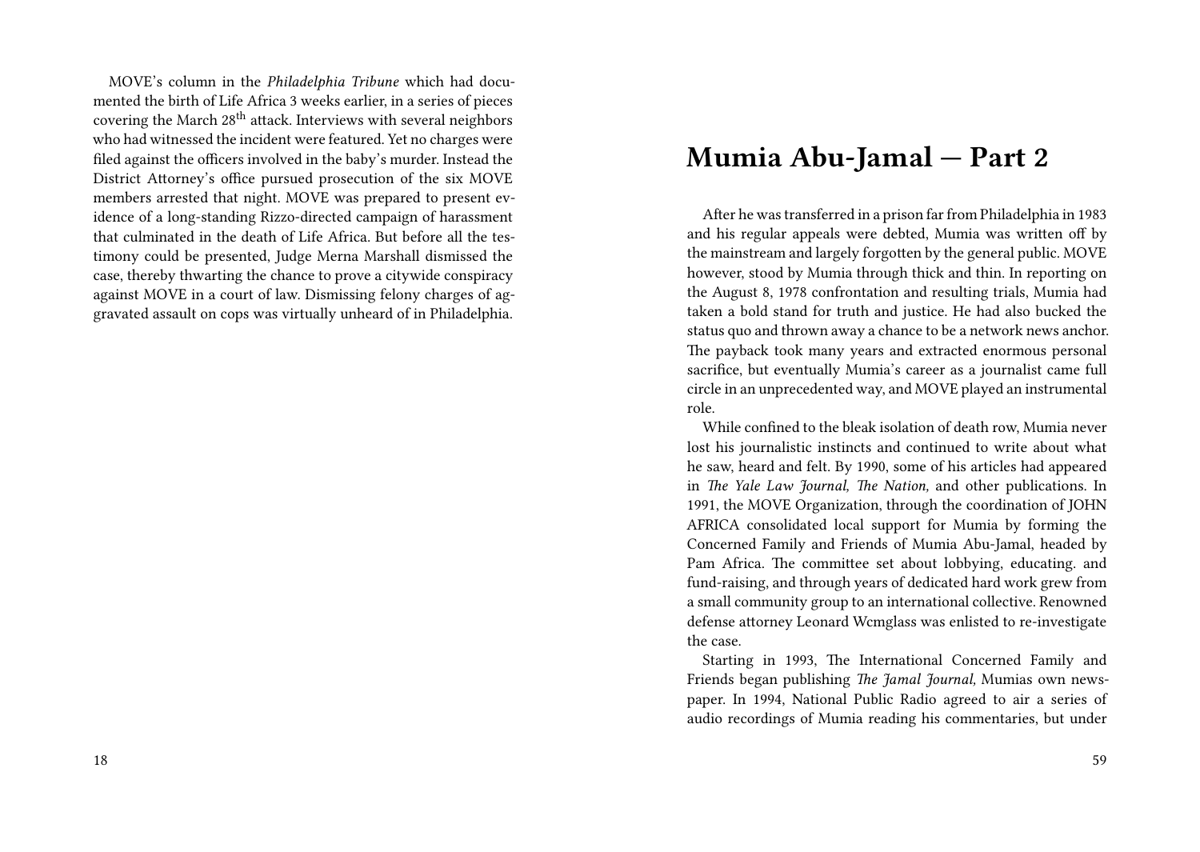MOVE's column in the *Philadelphia Tribune* which had documented the birth of Life Africa 3 weeks earlier, in a series of pieces covering the March 28th attack. Interviews with several neighbors who had witnessed the incident were featured. Yet no charges were filed against the officers involved in the baby's murder. Instead the District Attorney's office pursued prosecution of the six MOVE members arrested that night. MOVE was prepared to present evidence of a long-standing Rizzo-directed campaign of harassment that culminated in the death of Life Africa. But before all the testimony could be presented, Judge Merna Marshall dismissed the case, thereby thwarting the chance to prove a citywide conspiracy against MOVE in a court of law. Dismissing felony charges of aggravated assault on cops was virtually unheard of in Philadelphia.

## Mumia Abu-Jamal — Part 2

After he was transferred in a prison far from Philadelphia in 1983 and his regular appeals were debted, Mumia was written off by the mainstream and largely forgotten by the general public. MOVE however, stood by Mumia through thick and thin. In reporting on the August 8, 1978 confrontation and resulting trials, Mumia had taken a bold stand for truth and justice. He had also bucked the status quo and thrown away a chance to be a network news anchor. The payback took many years and extracted enormous personal sacrifice, but eventually Mumia's career as a journalist came full circle in an unprecedented way, and MOVE played an instrumental role.

While confined to the bleak isolation of death row, Mumia never lost his journalistic instincts and continued to write about what he saw, heard and felt. By 1990, some of his articles had appeared in *The Yale Law Journal, The Nation,* and other publications. In 1991, the MOVE Organization, through the coordination of JOHN AFRICA consolidated local support for Mumia by forming the Concerned Family and Friends of Mumia Abu-Jamal, headed by Pam Africa. The committee set about lobbying, educating. and fund-raising, and through years of dedicated hard work grew from a small community group to an international collective. Renowned defense attorney Leonard Wcmglass was enlisted to re-investigate the case.

Starting in 1993, The International Concerned Family and Friends began publishing *The Jamal Journal,* Mumias own newspaper. In 1994, National Public Radio agreed to air a series of audio recordings of Mumia reading his commentaries, but under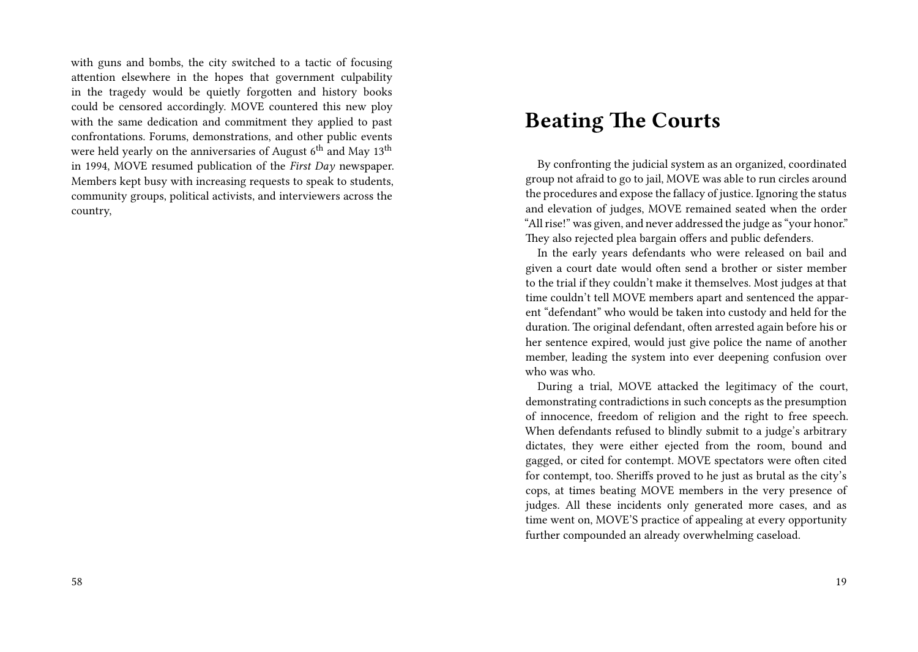with guns and bombs, the city switched to a tactic of focusing attention elsewhere in the hopes that government culpability in the tragedy would be quietly forgotten and history books could be censored accordingly. MOVE countered this new ploy with the same dedication and commitment they applied to past confrontations. Forums, demonstrations, and other public events were held yearly on the anniversaries of August 6th and May 13th in 1994, MOVE resumed publication of the *First Day* newspaper. Members kept busy with increasing requests to speak to students, community groups, political activists, and interviewers across the country,

## Beating The Courts

By confronting the judicial system as an organized, coordinated group not afraid to go to jail, MOVE was able to run circles around the procedures and expose the fallacy of justice. Ignoring the status and elevation of judges, MOVE remained seated when the order "All rise!" was given, and never addressed the judge as "your honor." They also rejected plea bargain offers and public defenders.

In the early years defendants who were released on bail and given a court date would often send a brother or sister member to the trial if they couldn't make it themselves. Most judges at that time couldn't tell MOVE members apart and sentenced the apparent "defendant" who would be taken into custody and held for the duration. The original defendant, often arrested again before his or her sentence expired, would just give police the name of another member, leading the system into ever deepening confusion over who was who.

During a trial, MOVE attacked the legitimacy of the court, demonstrating contradictions in such concepts as the presumption of innocence, freedom of religion and the right to free speech. When defendants refused to blindly submit to a judge's arbitrary dictates, they were either ejected from the room, bound and gagged, or cited for contempt. MOVE spectators were often cited for contempt, too. Sheriffs proved to he just as brutal as the city's cops, at times beating MOVE members in the very presence of judges. All these incidents only generated more cases, and as time went on, MOVE'S practice of appealing at every opportunity further compounded an already overwhelming caseload.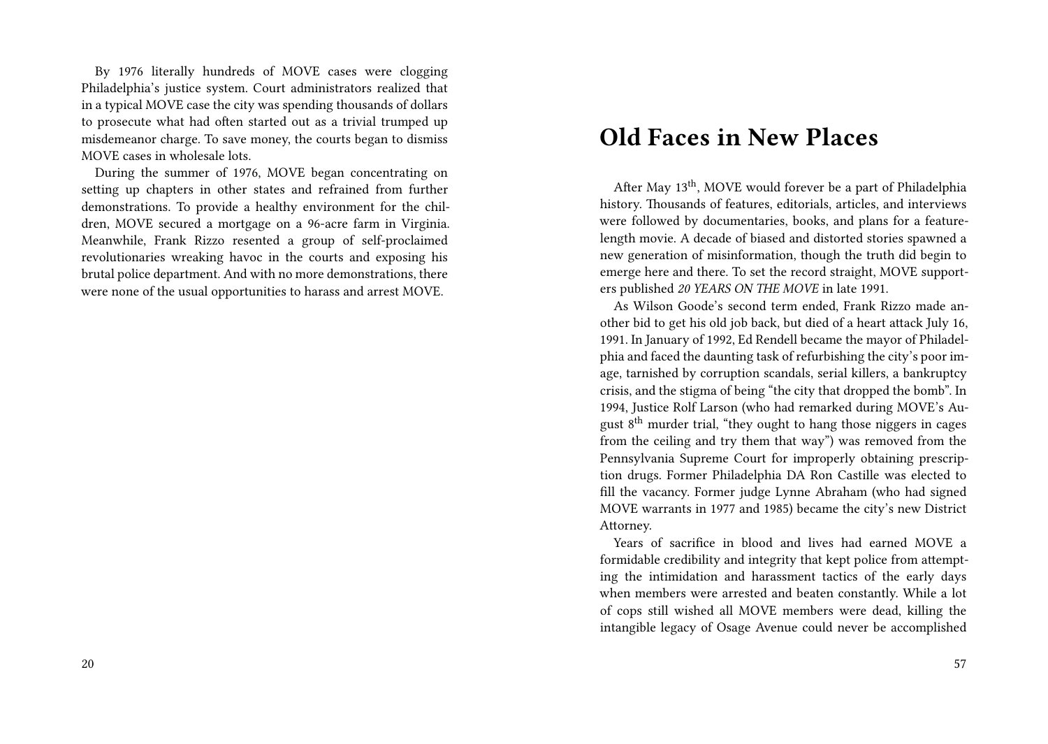By 1976 literally hundreds of MOVE cases were clogging Philadelphia's justice system. Court administrators realized that in a typical MOVE case the city was spending thousands of dollars to prosecute what had often started out as a trivial trumped up misdemeanor charge. To save money, the courts began to dismiss MOVE cases in wholesale lots.

During the summer of 1976, MOVE began concentrating on setting up chapters in other states and refrained from further demonstrations. To provide a healthy environment for the children, MOVE secured a mortgage on a 96-acre farm in Virginia. Meanwhile, Frank Rizzo resented a group of self-proclaimed revolutionaries wreaking havoc in the courts and exposing his brutal police department. And with no more demonstrations, there were none of the usual opportunities to harass and arrest MOVE.

# Old Faces in New Places

After May 13th, MOVE would forever be a part of Philadelphia history. Thousands of features, editorials, articles, and interviews were followed by documentaries, books, and plans for a feature-length movie. A decade of biased and distorted stories spawned a new generation of misinformation, though the truth did begin to emerge here and there. To set the record straight, MOVE supporters published *20 YEARS ON THE MOVE* in late 1991.

As Wilson Goode's second term ended, Frank Rizzo made another bid to get his old job back, but died of a heart attack July 16, 1991. In January of 1992, Ed Rendell became the mayor of Philadelphia and faced the daunting task of refurbishing the city's poor image, tarnished by corruption scandals, serial killers, a bankruptcy crisis, and the stigma of being "the city that dropped the bomb". In 1994, Justice Rolf Larson (who had remarked during MOVE's August 8th murder trial, "they ought to hang those niggers in cages from the ceiling and try them that way") was removed from the Pennsylvania Supreme Court for improperly obtaining prescription drugs. Former Philadelphia DA Ron Castille was elected to fill the vacancy. Former judge Lynne Abraham (who had signed MOVE warrants in 1977 and 1985) became the city's new District Attorney.

Years of sacrifice in blood and lives had earned MOVE a formidable credibility and integrity that kept police from attempting the intimidation and harassment tactics of the early days when members were arrested and beaten constantly. While a lot of cops still wished all MOVE members were dead, killing the intangible legacy of Osage Avenue could never be accomplished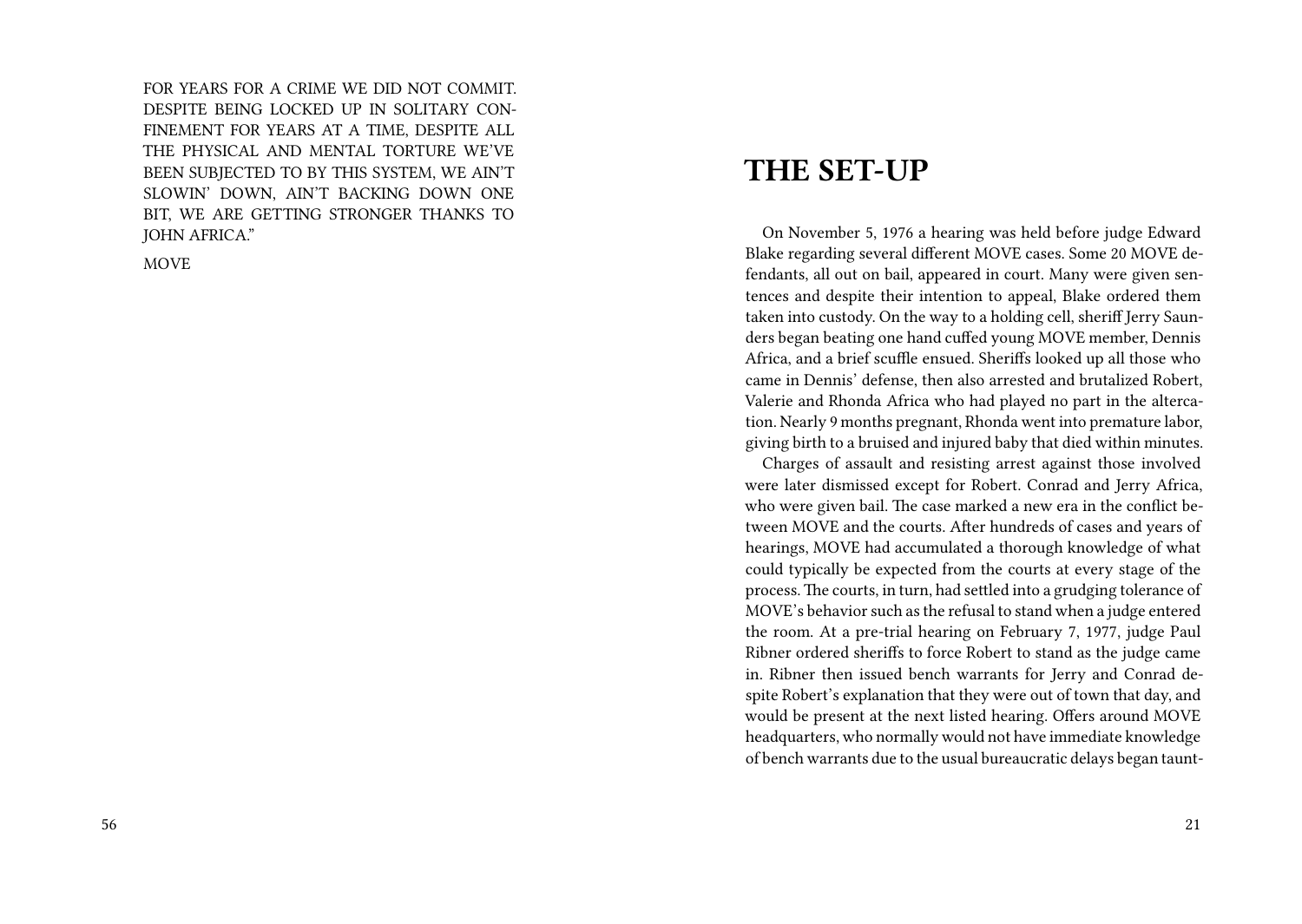FOR YEARS FOR A CRIME WE DID NOT COMMIT. DESPITE BEING LOCKED UP IN SOLITARY CONFINEMENT FOR YEARS AT A TIME, DESPITE ALL THE PHYSICAL AND MENTAL TORTURE WE'VE BEEN SUBJECTED TO BY THIS SYSTEM, WE AIN'T SLOWIN' DOWN, AIN'T BACKING DOWN ONE BIT, WE ARE GETTING STRONGER THANKS TO JOHN AFRICA."

MOVE

# THE SET-UP

On November 5, 1976 a hearing was held before judge Edward Blake regarding several different MOVE cases. Some 20 MOVE defendants, all out on bail, appeared in court. Many were given sentences and despite their intention to appeal, Blake ordered them taken into custody. On the way to a holding cell, sheriff Jerry Saunders began beating one hand cuffed young MOVE member, Dennis Africa, and a brief scuffle ensued. Sheriffs looked up all those who came in Dennis' defense, then also arrested and brutalized Robert, Valerie and Rhonda Africa who had played no part in the altercation. Nearly 9 months pregnant, Rhonda went into premature labor, giving birth to a bruised and injured baby that died within minutes.

Charges of assault and resisting arrest against those involved were later dismissed except for Robert. Conrad and Jerry Africa, who were given bail. The case marked a new era in the conflict between MOVE and the courts. After hundreds of cases and years of hearings, MOVE had accumulated a thorough knowledge of what could typically be expected from the courts at every stage of the process. The courts, in turn, had settled into a grudging tolerance of MOVE's behavior such as the refusal to stand when a judge entered the room. At a pre-trial hearing on February 7, 1977, judge Paul Ribner ordered sheriffs to force Robert to stand as the judge came in. Ribner then issued bench warrants for Jerry and Conrad despite Robert's explanation that they were out of town that day, and would be present at the next listed hearing. Offers around MOVE headquarters, who normally would not have immediate knowledge of bench warrants due to the usual bureaucratic delays began taunt-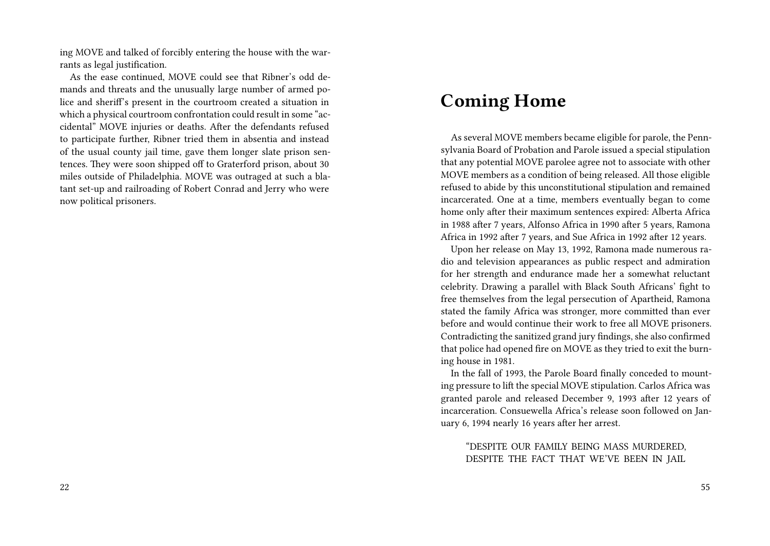ing MOVE and talked of forcibly entering the house with the warrants as legal justification.

As the ease continued, MOVE could see that Ribner's odd demands and threats and the unusually large number of armed police and sheriff's present in the courtroom created a situation in which a physical courtroom confrontation could result in some "accidental" MOVE injuries or deaths. After the defendants refused to participate further, Ribner tried them in absentia and instead of the usual county jail time, gave them longer slate prison sentences. They were soon shipped off to Graterford prison, about 30 miles outside of Philadelphia. MOVE was outraged at such a blatant set-up and railroading of Robert Conrad and Jerry who were now political prisoners.

# Coming Home

As several MOVE members became eligible for parole, the Pennsylvania Board of Probation and Parole issued a special stipulation that any potential MOVE parolee agree not to associate with other MOVE members as a condition of being released. All those eligible refused to abide by this unconstitutional stipulation and remained incarcerated. One at a time, members eventually began to come home only after their maximum sentences expired: Alberta Africa in 1988 after 7 years, Alfonso Africa in 1990 after 5 years, Ramona Africa in 1992 after 7 years, and Sue Africa in 1992 after 12 years.

Upon her release on May 13, 1992, Ramona made numerous radio and television appearances as public respect and admiration for her strength and endurance made her a somewhat reluctant celebrity. Drawing a parallel with Black South Africans' fight to free themselves from the legal persecution of Apartheid, Ramona stated the family Africa was stronger, more committed than ever before and would continue their work to free all MOVE prisoners. Contradicting the sanitized grand jury findings, she also confirmed that police had opened fire on MOVE as they tried to exit the burning house in 1981.

In the fall of 1993, the Parole Board finally conceded to mounting pressure to lift the special MOVE stipulation. Carlos Africa was granted parole and released December 9, 1993 after 12 years of incarceration. Consuewella Africa's release soon followed on January 6, 1994 nearly 16 years after her arrest.

> "DESPITE OUR FAMILY BEING MASS MURDERED, DESPITE THE FACT THAT WE'VE BEEN IN JAIL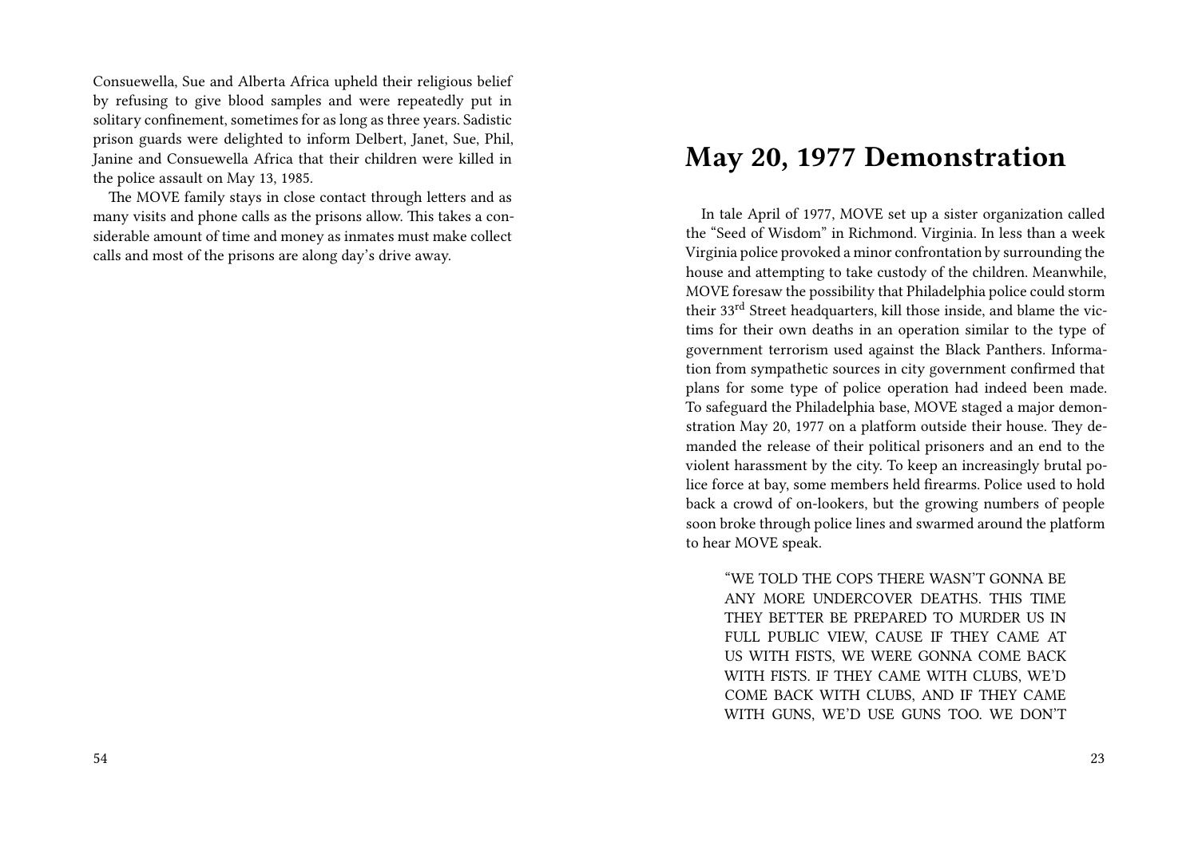Consuewella, Sue and Alberta Africa upheld their religious belief by refusing to give blood samples and were repeatedly put in solitary confinement, sometimes for as long as three years. Sadistic prison guards were delighted to inform Delbert, Janet, Sue, Phil, Janine and Consuewella Africa that their children were killed in the police assault on May 13, 1985.

The MOVE family stays in close contact through letters and as many visits and phone calls as the prisons allow. This takes a considerable amount of time and money as inmates must make collect calls and most of the prisons are along day's drive away.

## May 20, 1977 Demonstration

In tale April of 1977, MOVE set up a sister organization called the "Seed of Wisdom" in Richmond. Virginia. In less than a week Virginia police provoked a minor confrontation by surrounding the house and attempting to take custody of the children. Meanwhile, MOVE foresaw the possibility that Philadelphia police could storm their 33rd Street headquarters, kill those inside, and blame the victims for their own deaths in an operation similar to the type of government terrorism used against the Black Panthers. Information from sympathetic sources in city government confirmed that plans for some type of police operation had indeed been made. To safeguard the Philadelphia base, MOVE staged a major demonstration May 20, 1977 on a platform outside their house. They demanded the release of their political prisoners and an end to the violent harassment by the city. To keep an increasingly brutal police force at bay, some members held firearms. Police used to hold back a crowd of on-lookers, but the growing numbers of people soon broke through police lines and swarmed around the platform to hear MOVE speak.

> "WE TOLD THE COPS THERE WASN'T GONNA BE ANY MORE UNDERCOVER DEATHS. THIS TIME THEY BETTER BE PREPARED TO MURDER US IN FULL PUBLIC VIEW, CAUSE IF THEY CAME AT US WITH FISTS, WE WERE GONNA COME BACK WITH FISTS. IF THEY CAME WITH CLUBS, WE'D COME BACK WITH CLUBS, AND IF THEY CAME WITH GUNS, WE'D USE GUNS TOO. WE DON'T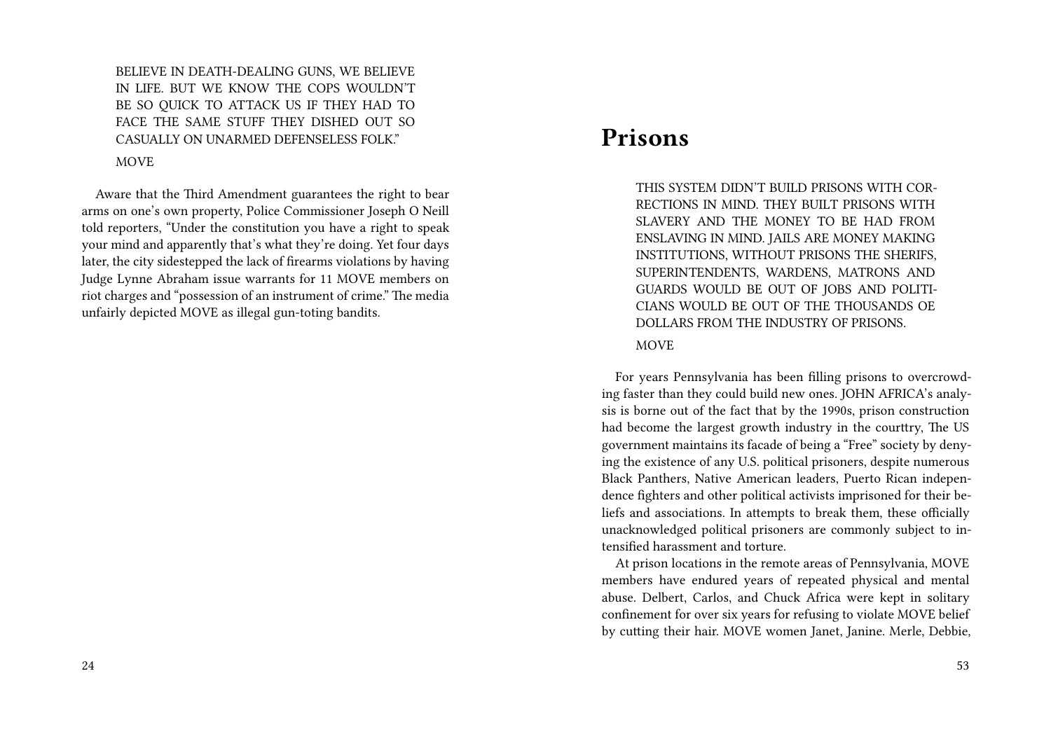BELIEVE IN DEATH-DEALING GUNS, WE BELIEVE IN LIFE. BUT WE KNOW THE COPS WOULDN'T BE SO QUICK TO ATTACK US IF THEY HAD TO FACE THE SAME STUFF THEY DISHED OUT SO CASUALLY ON UNARMED DEFENSELESS FOLK."

MOVE

Aware that the Third Amendment guarantees the right to bear arms on one's own property, Police Commissioner Joseph O Neill told reporters, "Under the constitution you have a right to speak your mind and apparently that's what they're doing. Yet four days later, the city sidestepped the lack of firearms violations by having Judge Lynne Abraham issue warrants for 11 MOVE members on riot charges and "possession of an instrument of crime." The media unfairly depicted MOVE as illegal gun-toting bandits.

# Prisons

THIS SYSTEM DIDN'T BUILD PRISONS WITH CORRECTIONS IN MIND. THEY BUILT PRISONS WITH SLAVERY AND THE MONEY TO BE HAD FROM ENSLAVING IN MIND. JAILS ARE MONEY MAKING INSTITUTIONS, WITHOUT PRISONS THE SHERIFS, SUPERINTENDENTS, WARDENS, MATRONS AND GUARDS WOULD BE OUT OF JOBS AND POLITICIANS WOULD BE OUT OF THE THOUSANDS OE DOLLARS FROM THE INDUSTRY OF PRISONS.

MOVE

For years Pennsylvania has been filling prisons to overcrowding faster than they could build new ones. JOHN AFRICA's analysis is borne out of the fact that by the 1990s, prison construction had become the largest growth industry in the courttry, The US government maintains its facade of being a "Free" society by denying the existence of any U.S. political prisoners, despite numerous Black Panthers, Native American leaders, Puerto Rican independence fighters and other political activists imprisoned for their beliefs and associations. In attempts to break them, these officially unacknowledged political prisoners are commonly subject to intensified harassment and torture.

At prison locations in the remote areas of Pennsylvania, MOVE members have endured years of repeated physical and mental abuse. Delbert, Carlos, and Chuck Africa were kept in solitary confinement for over six years for refusing to violate MOVE belief by cutting their hair. MOVE women Janet, Janine. Merle, Debbie,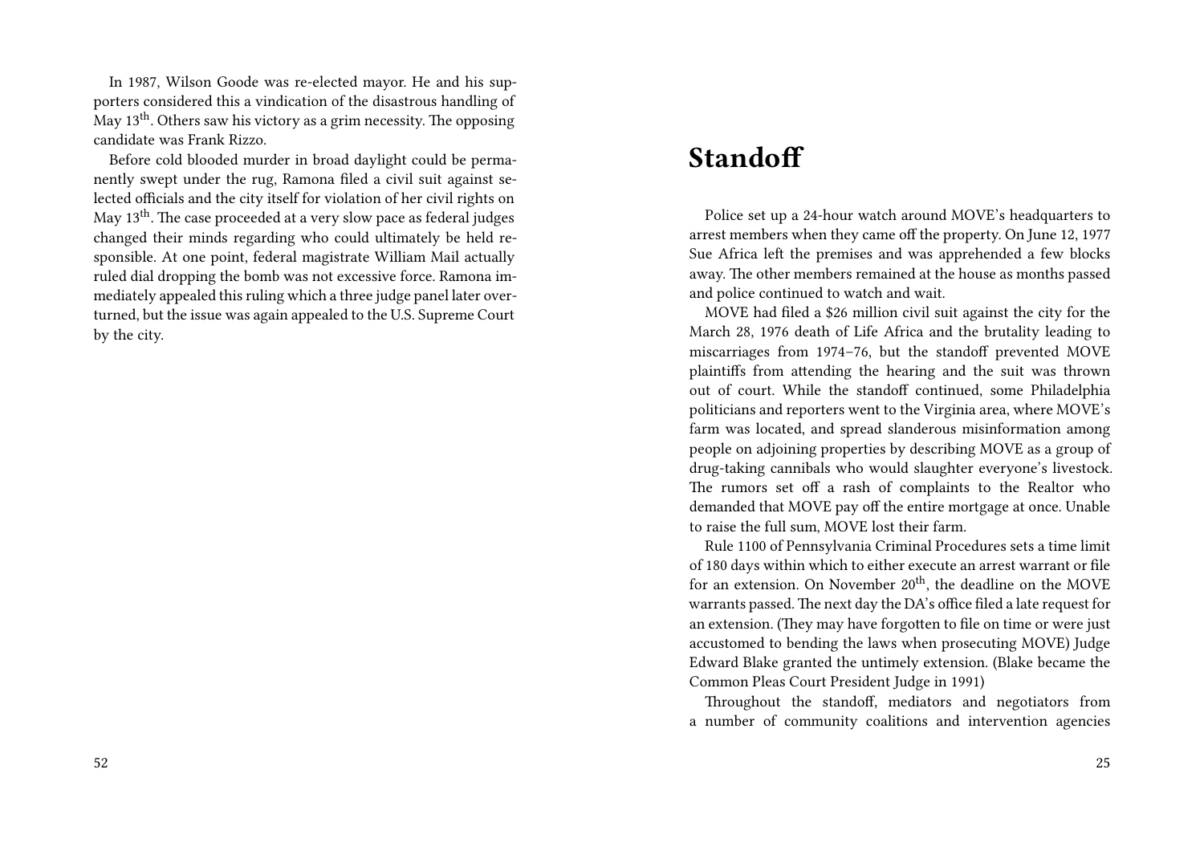In 1987, Wilson Goode was re-elected mayor. He and his supporters considered this a vindication of the disastrous handling of May 13th. Others saw his victory as a grim necessity. The opposing candidate was Frank Rizzo.

Before cold blooded murder in broad daylight could be permanently swept under the rug, Ramona filed a civil suit against selected officials and the city itself for violation of her civil rights on May 13th. The case proceeded at a very slow pace as federal judges changed their minds regarding who could ultimately be held responsible. At one point, federal magistrate William Mail actually ruled dial dropping the bomb was not excessive force. Ramona immediately appealed this ruling which a three judge panel later overturned, but the issue was again appealed to the U.S. Supreme Court by the city.

# Standoff

Police set up a 24-hour watch around MOVE's headquarters to arrest members when they came off the property. On June 12, 1977 Sue Africa left the premises and was apprehended a few blocks away. The other members remained at the house as months passed and police continued to watch and wait.

MOVE had filed a $26 million civil suit against the city for the March 28, 1976 death of Life Africa and the brutality leading to miscarriages from 1974–76, but the standoff prevented MOVE plaintiffs from attending the hearing and the suit was thrown out of court. While the standoff continued, some Philadelphia politicians and reporters went to the Virginia area, where MOVE's farm was located, and spread slanderous misinformation among people on adjoining properties by describing MOVE as a group of drug-taking cannibals who would slaughter everyone's livestock. The rumors set off a rash of complaints to the Realtor who demanded that MOVE pay off the entire mortgage at once. Unable to raise the full sum, MOVE lost their farm.

Rule 1100 of Pennsylvania Criminal Procedures sets a time limit of 180 days within which to either execute an arrest warrant or file for an extension. On November 20th, the deadline on the MOVE warrants passed. The next day the DA's office filed a late request for an extension. (They may have forgotten to file on time or were just accustomed to bending the laws when prosecuting MOVE) Judge Edward Blake granted the untimely extension. (Blake became the Common Pleas Court President Judge in 1991)

Throughout the standoff, mediators and negotiators from a number of community coalitions and intervention agencies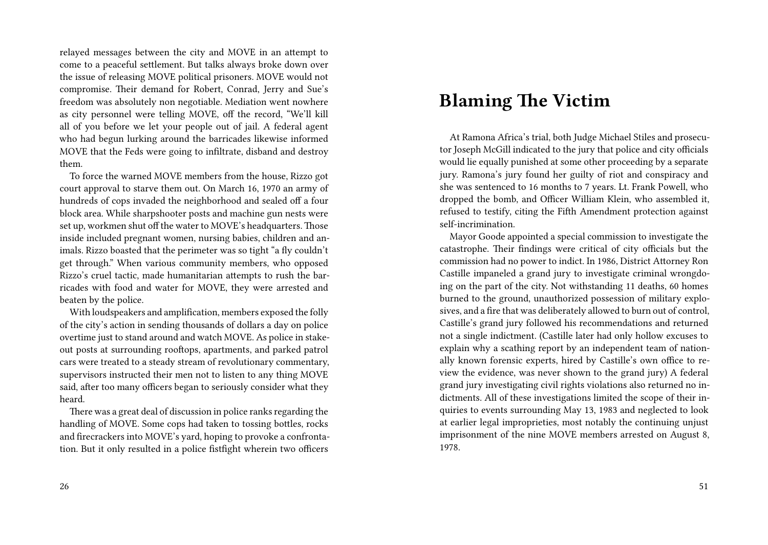relayed messages between the city and MOVE in an attempt to come to a peaceful settlement. But talks always broke down over the issue of releasing MOVE political prisoners. MOVE would not compromise. Their demand for Robert, Conrad, Jerry and Sue's freedom was absolutely non negotiable. Mediation went nowhere as city personnel were telling MOVE, off the record, "We'll kill all of you before we let your people out of jail. A federal agent who had begun lurking around the barricades likewise informed MOVE that the Feds were going to infiltrate, disband and destroy them.

To force the warned MOVE members from the house, Rizzo got court approval to starve them out. On March 16, 1970 an army of hundreds of cops invaded the neighborhood and sealed off a four block area. While sharpshooter posts and machine gun nests were set up, workmen shut off the water to MOVE's headquarters. Those inside included pregnant women, nursing babies, children and animals. Rizzo boasted that the perimeter was so tight "a fly couldn't get through." When various community members, who opposed Rizzo's cruel tactic, made humanitarian attempts to rush the barricades with food and water for MOVE, they were arrested and beaten by the police.

With loudspeakers and amplification, members exposed the folly of the city's action in sending thousands of dollars a day on police overtime just to stand around and watch MOVE. As police in stakeout posts at surrounding rooftops, apartments, and parked patrol cars were treated to a steady stream of revolutionary commentary, supervisors instructed their men not to listen to any thing MOVE said, after too many officers began to seriously consider what they heard.

There was a great deal of discussion in police ranks regarding the handling of MOVE. Some cops had taken to tossing bottles, rocks and firecrackers into MOVE's yard, hoping to provoke a confrontation. But it only resulted in a police fistfight wherein two officers

# Blaming The Victim

At Ramona Africa's trial, both Judge Michael Stiles and prosecutor Joseph McGill indicated to the jury that police and city officials would lie equally punished at some other proceeding by a separate jury. Ramona's jury found her guilty of riot and conspiracy and she was sentenced to 16 months to 7 years. Lt. Frank Powell, who dropped the bomb, and Officer William Klein, who assembled it, refused to testify, citing the Fifth Amendment protection against self-incrimination.

Mayor Goode appointed a special commission to investigate the catastrophe. Their findings were critical of city officials but the commission had no power to indict. In 1986, District Attorney Ron Castille impaneled a grand jury to investigate criminal wrongdoing on the part of the city. Not withstanding 11 deaths, 60 homes burned to the ground, unauthorized possession of military explosives, and a fire that was deliberately allowed to burn out of control, Castille's grand jury followed his recommendations and returned not a single indictment. (Castille later had only hollow excuses to explain why a scathing report by an independent team of nationally known forensic experts, hired by Castille's own office to review the evidence, was never shown to the grand jury) A federal grand jury investigating civil rights violations also returned no indictments. All of these investigations limited the scope of their inquiries to events surrounding May 13, 1983 and neglected to look at earlier legal improprieties, most notably the continuing unjust imprisonment of the nine MOVE members arrested on August 8, 1978.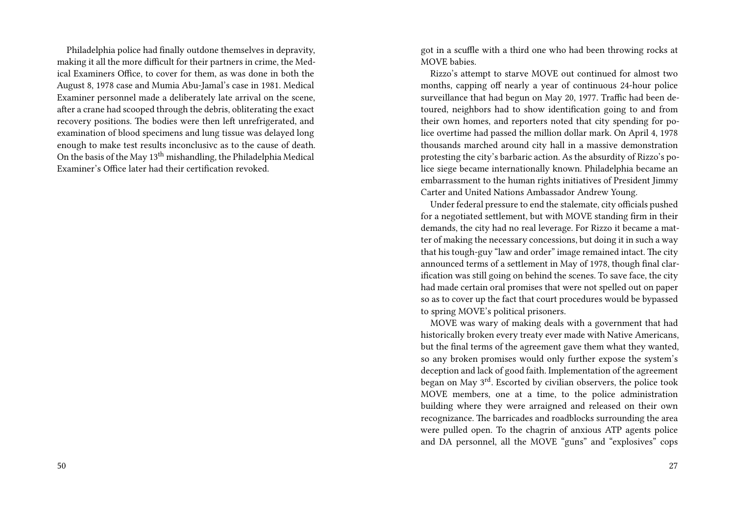Philadelphia police had finally outdone themselves in depravity, making it all the more difficult for their partners in crime, the Medical Examiners Office, to cover for them, as was done in both the August 8, 1978 case and Mumia Abu-Jamal's case in 1981. Medical Examiner personnel made a deliberately late arrival on the scene, after a crane had scooped through the debris, obliterating the exact recovery positions. The bodies were then left unrefrigerated, and examination of blood specimens and lung tissue was delayed long enough to make test results inconclusivc as to the cause of death. On the basis of the May 13th mishandling, the Philadelphia Medical Examiner's Office later had their certification revoked.

got in a scuffle with a third one who had been throwing rocks at MOVE babies.

Rizzo's attempt to starve MOVE out continued for almost two months, capping off nearly a year of continuous 24-hour police surveillance that had begun on May 20, 1977. Traffic had been detoured, neighbors had to show identification going to and from their own homes, and reporters noted that city spending for police overtime had passed the million dollar mark. On April 4, 1978 thousands marched around city hall in a massive demonstration protesting the city's barbaric action. As the absurdity of Rizzo's police siege became internationally known. Philadelphia became an embarrassment to the human rights initiatives of President Jimmy Carter and United Nations Ambassador Andrew Young.

Under federal pressure to end the stalemate, city officials pushed for a negotiated settlement, but with MOVE standing firm in their demands, the city had no real leverage. For Rizzo it became a matter of making the necessary concessions, but doing it in such a way that his tough-guy "law and order" image remained intact. The city announced terms of a settlement in May of 1978, though final clarification was still going on behind the scenes. To save face, the city had made certain oral promises that were not spelled out on paper so as to cover up the fact that court procedures would be bypassed to spring MOVE's political prisoners.

MOVE was wary of making deals with a government that had historically broken every treaty ever made with Native Americans, but the final terms of the agreement gave them what they wanted, so any broken promises would only further expose the system's deception and lack of good faith. Implementation of the agreement began on May 3rd. Escorted by civilian observers, the police took MOVE members, one at a time, to the police administration building where they were arraigned and released on their own recognizance. The barricades and roadblocks surrounding the area were pulled open. To the chagrin of anxious ATP agents police and DA personnel, all the MOVE "guns" and "explosives" cops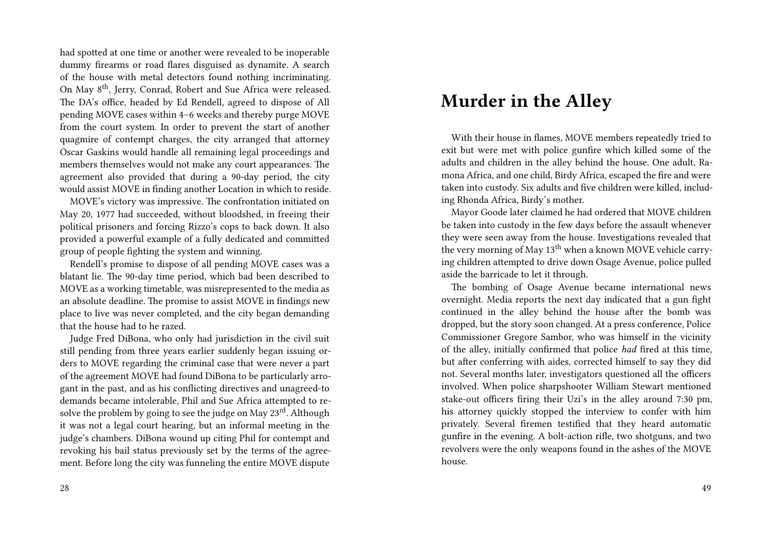had spotted at one time or another were revealed to be inoperable dummy firearms or road flares disguised as dynamite. A search of the house with metal detectors found nothing incriminating. On May 8th, Jerry, Conrad, Robert and Sue Africa were released. The DA's office, headed by Ed Rendell, agreed to dispose of All pending MOVE cases within 4–6 weeks and thereby purge MOVE from the court system. In order to prevent the start of another quagmire of contempt charges, the city arranged that attorney Oscar Gaskins would handle all remaining legal proceedings and members themselves would not make any court appearances. The agreement also provided that during a 90-day period, the city would assist MOVE in finding another Location in which to reside.

MOVE's victory was impressive. The confrontation initiated on May 20, 1977 had succeeded, without bloodshed, in freeing their political prisoners and forcing Rizzo's cops to back down. It also provided a powerful example of a fully dedicated and committed group of people fighting the system and winning.

Rendell's promise to dispose of all pending MOVE cases was a blatant lie. The 90-day time period, which bad been described to MOVE as a working timetable, was misrepresented to the media as an absolute deadline. The promise to assist MOVE in findings new place to live was never completed, and the city began demanding that the house had to he razed.

Judge Fred DiBona, who only had jurisdiction in the civil suit still pending from three years earlier suddenly began issuing orders to MOVE regarding the criminal case that were never a part of the agreement MOVE had found DiBona to be particularly arrogant in the past, and as his conflicting directives and unagreed-to demands became intolerable, Phil and Sue Africa attempted to resolve the problem by going to see the judge on May 23rd. Although it was not a legal court hearing, but an informal meeting in the judge's chambers. DiBona wound up citing Phil for contempt and revoking his bail status previously set by the terms of the agreement. Before long the city was funneling the entire MOVE dispute

# Murder in the Alley

With their house in flames, MOVE members repeatedly tried to exit but were met with police gunfire which killed some of the adults and children in the alley behind the house. One adult, Ramona Africa, and one child, Birdy Africa, escaped the fire and were taken into custody. Six adults and five children were killed, including Rhonda Africa, Birdy's mother.

Mayor Goode later claimed he had ordered that MOVE children be taken into custody in the few days before the assault whenever they were seen away from the house. Investigations revealed that the very morning of May 13th when a known MOVE vehicle carrying children attempted to drive down Osage Avenue, police pulled aside the barricade to let it through.

The bombing of Osage Avenue became international news overnight. Media reports the next day indicated that a gun fight continued in the alley behind the house after the bomb was dropped, but the story soon changed. At a press conference, Police Commissioner Gregore Sambor, who was himself in the vicinity of the alley, initially confirmed that police *had* fired at this time, but after conferring with aides, corrected himself to say they did not. Several months later, investigators questioned all the officers involved. When police sharpshooter William Stewart mentioned stake-out officers firing their Uzi's in the alley around 7:30 pm, his attorney quickly stopped the interview to confer with him privately. Several firemen testified that they heard automatic gunfire in the evening. A bolt-action rifle, two shotguns, and two revolvers were the only weapons found in the ashes of the MOVE house.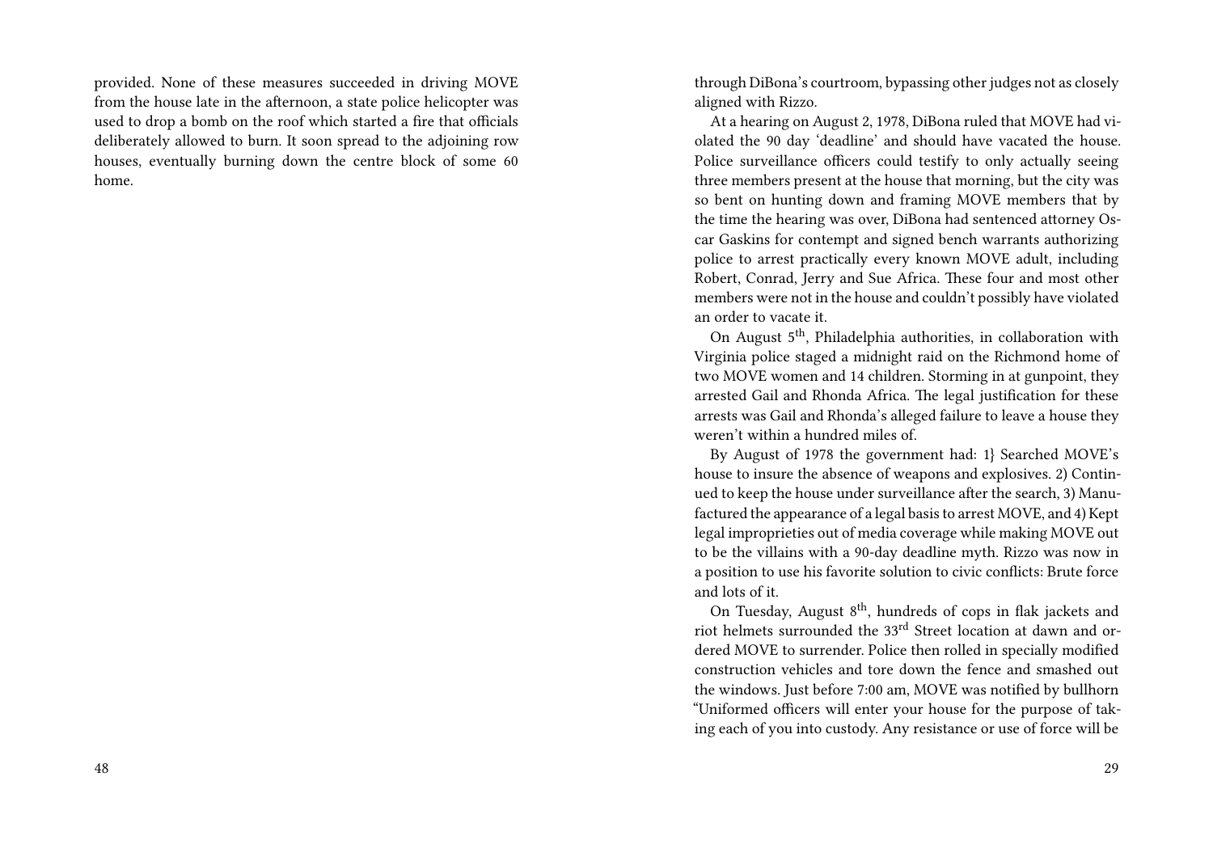provided. None of these measures succeeded in driving MOVE from the house late in the afternoon, a state police helicopter was used to drop a bomb on the roof which started a fire that officials deliberately allowed to burn. It soon spread to the adjoining row houses, eventually burning down the centre block of some 60 home.

through DiBona's courtroom, bypassing other judges not as closely aligned with Rizzo.

At a hearing on August 2, 1978, DiBona ruled that MOVE had violated the 90 day 'deadline' and should have vacated the house. Police surveillance officers could testify to only actually seeing three members present at the house that morning, but the city was so bent on hunting down and framing MOVE members that by the time the hearing was over, DiBona had sentenced attorney Oscar Gaskins for contempt and signed bench warrants authorizing police to arrest practically every known MOVE adult, including Robert, Conrad, Jerry and Sue Africa. These four and most other members were not in the house and couldn't possibly have violated an order to vacate it.

On August 5th, Philadelphia authorities, in collaboration with Virginia police staged a midnight raid on the Richmond home of two MOVE women and 14 children. Storming in at gunpoint, they arrested Gail and Rhonda Africa. The legal justification for these arrests was Gail and Rhonda's alleged failure to leave a house they weren't within a hundred miles of.

By August of 1978 the government had: 1} Searched MOVE's house to insure the absence of weapons and explosives. 2) Continued to keep the house under surveillance after the search, 3) Manufactured the appearance of a legal basis to arrest MOVE, and 4) Kept legal improprieties out of media coverage while making MOVE out to be the villains with a 90-day deadline myth. Rizzo was now in a position to use his favorite solution to civic conflicts: Brute force and lots of it.

On Tuesday, August 8th, hundreds of cops in flak jackets and riot helmets surrounded the 33rd Street location at dawn and ordered MOVE to surrender. Police then rolled in specially modified construction vehicles and tore down the fence and smashed out the windows. Just before 7:00 am, MOVE was notified by bullhorn "Uniformed officers will enter your house for the purpose of taking each of you into custody. Any resistance or use of force will be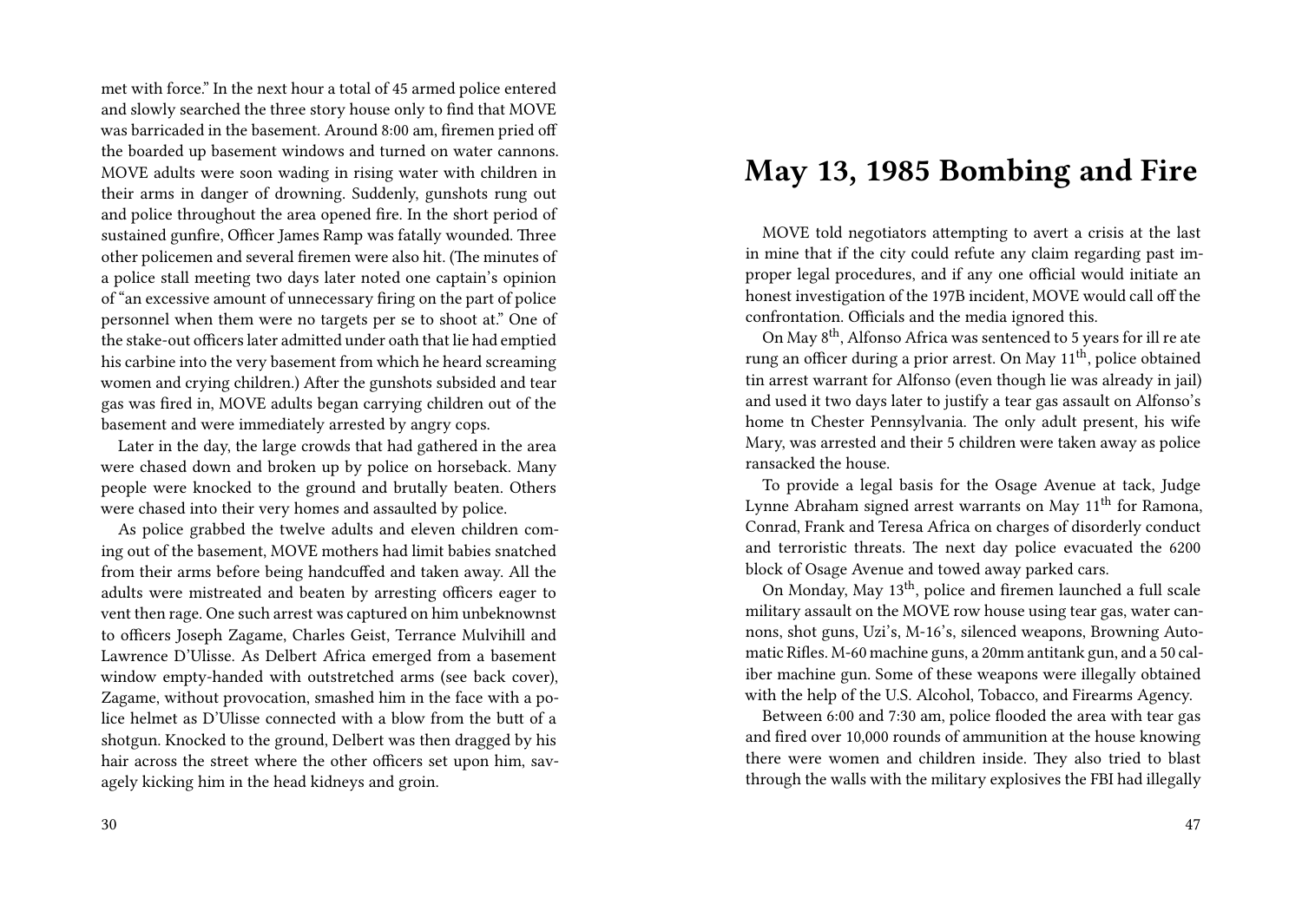met with force." In the next hour a total of 45 armed police entered and slowly searched the three story house only to find that MOVE was barricaded in the basement. Around 8:00 am, firemen pried off the boarded up basement windows and turned on water cannons. MOVE adults were soon wading in rising water with children in their arms in danger of drowning. Suddenly, gunshots rung out and police throughout the area opened fire. In the short period of sustained gunfire, Officer James Ramp was fatally wounded. Three other policemen and several firemen were also hit. (The minutes of a police stall meeting two days later noted one captain's opinion of "an excessive amount of unnecessary firing on the part of police personnel when them were no targets per se to shoot at." One of the stake-out officers later admitted under oath that lie had emptied his carbine into the very basement from which he heard screaming women and crying children.) After the gunshots subsided and tear gas was fired in, MOVE adults began carrying children out of the basement and were immediately arrested by angry cops.

Later in the day, the large crowds that had gathered in the area were chased down and broken up by police on horseback. Many people were knocked to the ground and brutally beaten. Others were chased into their very homes and assaulted by police.

As police grabbed the twelve adults and eleven children coming out of the basement, MOVE mothers had limit babies snatched from their arms before being handcuffed and taken away. All the adults were mistreated and beaten by arresting officers eager to vent then rage. One such arrest was captured on him unbeknownst to officers Joseph Zagame, Charles Geist, Terrance Mulvihill and Lawrence D'Ulisse. As Delbert Africa emerged from a basement window empty-handed with outstretched arms (see back cover), Zagame, without provocation, smashed him in the face with a police helmet as D'Ulisse connected with a blow from the butt of a shotgun. Knocked to the ground, Delbert was then dragged by his hair across the street where the other officers set upon him, savagely kicking him in the head kidneys and groin.

# May 13, 1985 Bombing and Fire

MOVE told negotiators attempting to avert a crisis at the last in mine that if the city could refute any claim regarding past improper legal procedures, and if any one official would initiate an honest investigation of the 197B incident, MOVE would call off the confrontation. Officials and the media ignored this.

On May 8th, Alfonso Africa was sentenced to 5 years for ill re ate rung an officer during a prior arrest. On May 11th, police obtained tin arrest warrant for Alfonso (even though lie was already in jail) and used it two days later to justify a tear gas assault on Alfonso's home tn Chester Pennsylvania. The only adult present, his wife Mary, was arrested and their 5 children were taken away as police ransacked the house.

To provide a legal basis for the Osage Avenue at tack, Judge Lynne Abraham signed arrest warrants on May 11th for Ramona, Conrad, Frank and Teresa Africa on charges of disorderly conduct and terroristic threats. The next day police evacuated the 6200 block of Osage Avenue and towed away parked cars.

On Monday, May 13th, police and firemen launched a full scale military assault on the MOVE row house using tear gas, water cannons, shot guns, Uzi's, M-16's, silenced weapons, Browning Automatic Rifles. M-60 machine guns, a 20mm antitank gun, and a 50 caliber machine gun. Some of these weapons were illegally obtained with the help of the U.S. Alcohol, Tobacco, and Firearms Agency.

Between 6:00 and 7:30 am, police flooded the area with tear gas and fired over 10,000 rounds of ammunition at the house knowing there were women and children inside. They also tried to blast through the walls with the military explosives the FBI had illegally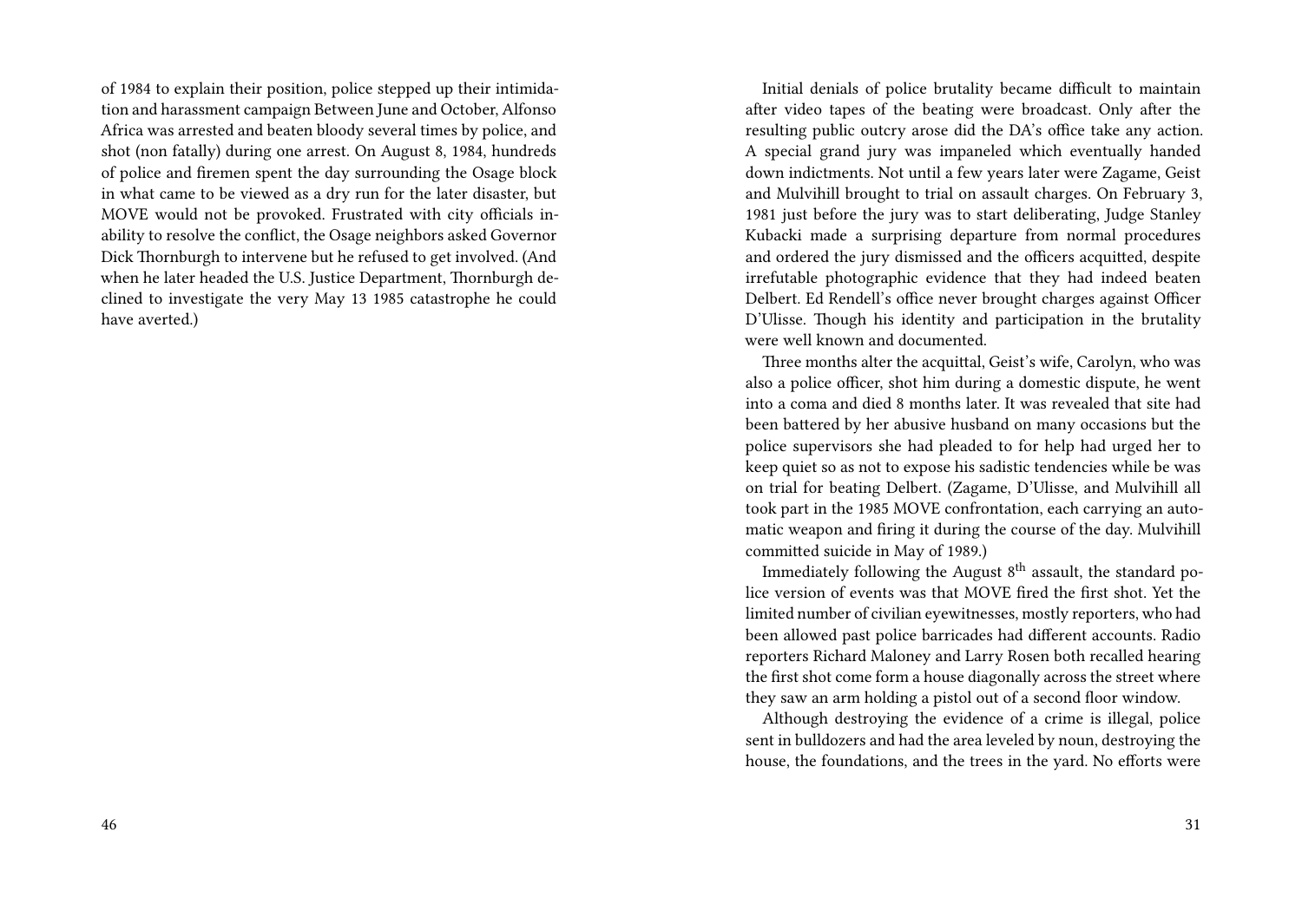of 1984 to explain their position, police stepped up their intimidation and harassment campaign Between June and October, Alfonso Africa was arrested and beaten bloody several times by police, and shot (non fatally) during one arrest. On August 8, 1984, hundreds of police and firemen spent the day surrounding the Osage block in what came to be viewed as a dry run for the later disaster, but MOVE would not be provoked. Frustrated with city officials inability to resolve the conflict, the Osage neighbors asked Governor Dick Thornburgh to intervene but he refused to get involved. (And when he later headed the U.S. Justice Department, Thornburgh declined to investigate the very May 13 1985 catastrophe he could have averted.)

Initial denials of police brutality became difficult to maintain after video tapes of the beating were broadcast. Only after the resulting public outcry arose did the DA's office take any action. A special grand jury was impaneled which eventually handed down indictments. Not until a few years later were Zagame, Geist and Mulvihill brought to trial on assault charges. On February 3, 1981 just before the jury was to start deliberating, Judge Stanley Kubacki made a surprising departure from normal procedures and ordered the jury dismissed and the officers acquitted, despite irrefutable photographic evidence that they had indeed beaten Delbert. Ed Rendell's office never brought charges against Officer D'Ulisse. Though his identity and participation in the brutality were well known and documented.

Three months alter the acquittal, Geist's wife, Carolyn, who was also a police officer, shot him during a domestic dispute, he went into a coma and died 8 months later. It was revealed that site had been battered by her abusive husband on many occasions but the police supervisors she had pleaded to for help had urged her to keep quiet so as not to expose his sadistic tendencies while be was on trial for beating Delbert. (Zagame, D'Ulisse, and Mulvihill all took part in the 1985 MOVE confrontation, each carrying an automatic weapon and firing it during the course of the day. Mulvihill committed suicide in May of 1989.)

Immediately following the August 8th assault, the standard police version of events was that MOVE fired the first shot. Yet the limited number of civilian eyewitnesses, mostly reporters, who had been allowed past police barricades had different accounts. Radio reporters Richard Maloney and Larry Rosen both recalled hearing the first shot come form a house diagonally across the street where they saw an arm holding a pistol out of a second floor window.

Although destroying the evidence of a crime is illegal, police sent in bulldozers and had the area leveled by noun, destroying the house, the foundations, and the trees in the yard. No efforts were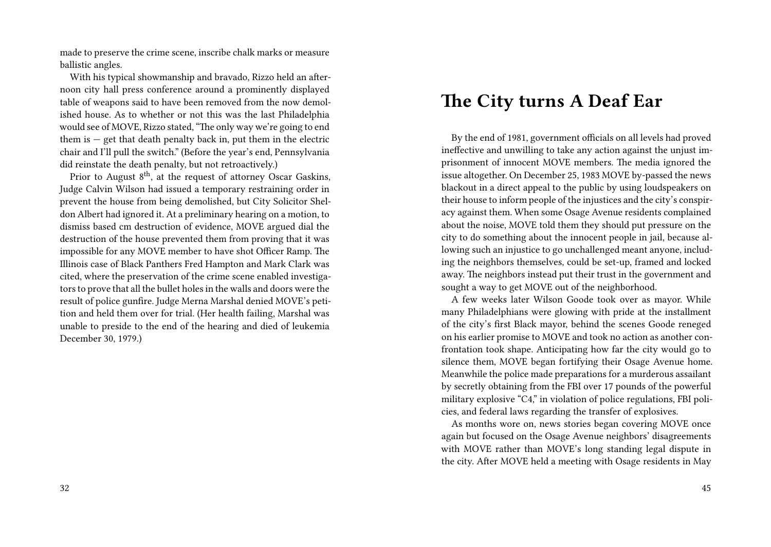made to preserve the crime scene, inscribe chalk marks or measure ballistic angles.

With his typical showmanship and bravado, Rizzo held an afternoon city hall press conference around a prominently displayed table of weapons said to have been removed from the now demolished house. As to whether or not this was the last Philadelphia would see of MOVE, Rizzo stated, "The only way we're going to end them is — get that death penalty back in, put them in the electric chair and I'll pull the switch." (Before the year's end, Pennsylvania did reinstate the death penalty, but not retroactively.)

Prior to August 8th, at the request of attorney Oscar Gaskins, Judge Calvin Wilson had issued a temporary restraining order in prevent the house from being demolished, but City Solicitor Sheldon Albert had ignored it. At a preliminary hearing on a motion, to dismiss based cm destruction of evidence, MOVE argued dial the destruction of the house prevented them from proving that it was impossible for any MOVE member to have shot Officer Ramp. The Illinois case of Black Panthers Fred Hampton and Mark Clark was cited, where the preservation of the crime scene enabled investigators to prove that all the bullet holes in the walls and doors were the result of police gunfire. Judge Merna Marshal denied MOVE's petition and held them over for trial. (Her health failing, Marshal was unable to preside to the end of the hearing and died of leukemia December 30, 1979.)

# The City turns A Deaf Ear

By the end of 1981, government officials on all levels had proved ineffective and unwilling to take any action against the unjust imprisonment of innocent MOVE members. The media ignored the issue altogether. On December 25, 1983 MOVE by-passed the news blackout in a direct appeal to the public by using loudspeakers on their house to inform people of the injustices and the city's conspiracy against them. When some Osage Avenue residents complained about the noise, MOVE told them they should put pressure on the city to do something about the innocent people in jail, because allowing such an injustice to go unchallenged meant anyone, including the neighbors themselves, could be set-up, framed and locked away. The neighbors instead put their trust in the government and sought a way to get MOVE out of the neighborhood.

A few weeks later Wilson Goode took over as mayor. While many Philadelphians were glowing with pride at the installment of the city's first Black mayor, behind the scenes Goode reneged on his earlier promise to MOVE and took no action as another confrontation took shape. Anticipating how far the city would go to silence them, MOVE began fortifying their Osage Avenue home. Meanwhile the police made preparations for a murderous assailant by secretly obtaining from the FBI over 17 pounds of the powerful military explosive "C4," in violation of police regulations, FBI policies, and federal laws regarding the transfer of explosives.

As months wore on, news stories began covering MOVE once again but focused on the Osage Avenue neighbors' disagreements with MOVE rather than MOVE's long standing legal dispute in the city. After MOVE held a meeting with Osage residents in May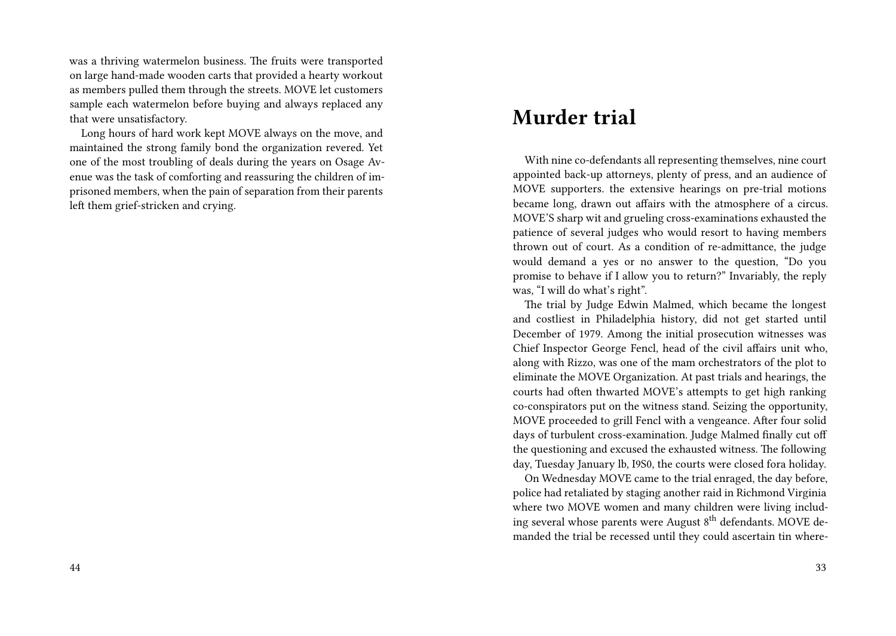was a thriving watermelon business. The fruits were transported on large hand-made wooden carts that provided a hearty workout as members pulled them through the streets. MOVE let customers sample each watermelon before buying and always replaced any that were unsatisfactory.

Long hours of hard work kept MOVE always on the move, and maintained the strong family bond the organization revered. Yet one of the most troubling of deals during the years on Osage Avenue was the task of comforting and reassuring the children of imprisoned members, when the pain of separation from their parents left them grief-stricken and crying.

# Murder trial

With nine co-defendants all representing themselves, nine court appointed back-up attorneys, plenty of press, and an audience of MOVE supporters. the extensive hearings on pre-trial motions became long, drawn out affairs with the atmosphere of a circus. MOVE'S sharp wit and grueling cross-examinations exhausted the patience of several judges who would resort to having members thrown out of court. As a condition of re-admittance, the judge would demand a yes or no answer to the question, "Do you promise to behave if I allow you to return?" Invariably, the reply was, "I will do what's right".

The trial by Judge Edwin Malmed, which became the longest and costliest in Philadelphia history, did not get started until December of 1979. Among the initial prosecution witnesses was Chief Inspector George Fencl, head of the civil affairs unit who, along with Rizzo, was one of the mam orchestrators of the plot to eliminate the MOVE Organization. At past trials and hearings, the courts had often thwarted MOVE's attempts to get high ranking co-conspirators put on the witness stand. Seizing the opportunity, MOVE proceeded to grill Fencl with a vengeance. After four solid days of turbulent cross-examination. Judge Malmed finally cut off the questioning and excused the exhausted witness. The following day, Tuesday January lb, I9S0, the courts were closed fora holiday.

On Wednesday MOVE came to the trial enraged, the day before, police had retaliated by staging another raid in Richmond Virginia where two MOVE women and many children were living including several whose parents were August 8th defendants. MOVE demanded the trial be recessed until they could ascertain tin where-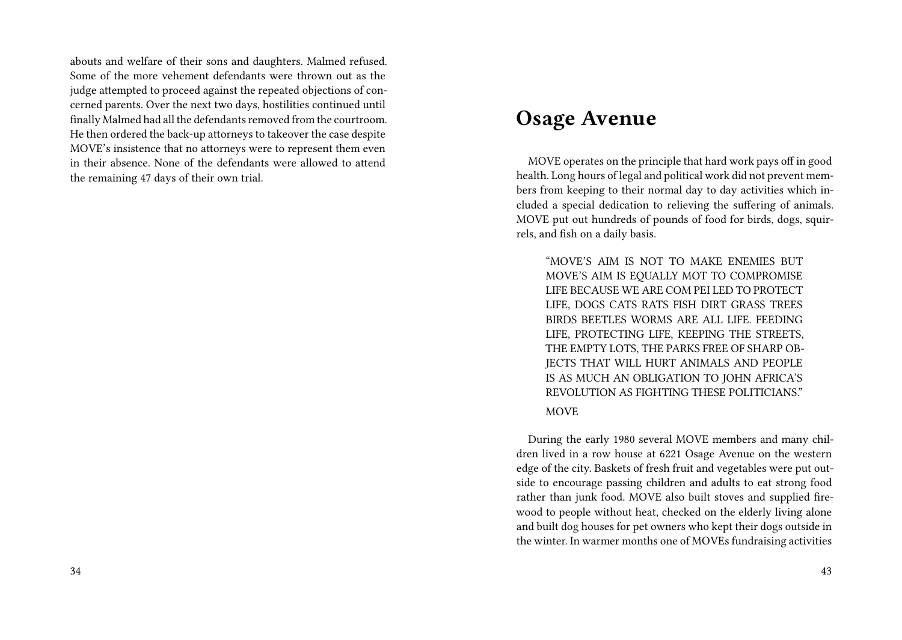abouts and welfare of their sons and daughters. Malmed refused. Some of the more vehement defendants were thrown out as the judge attempted to proceed against the repeated objections of concerned parents. Over the next two days, hostilities continued until finally Malmed had all the defendants removed from the courtroom. He then ordered the back-up attorneys to takeover the case despite MOVE's insistence that no attorneys were to represent them even in their absence. None of the defendants were allowed to attend the remaining 47 days of their own trial.

# Osage Avenue

MOVE operates on the principle that hard work pays off in good health. Long hours of legal and political work did not prevent members from keeping to their normal day to day activities which included a special dedication to relieving the suffering of animals. MOVE put out hundreds of pounds of food for birds, dogs, squirrels, and fish on a daily basis.

> "MOVE'S AIM IS NOT TO MAKE ENEMIES BUT MOVE'S AIM IS EQUALLY MOT TO COMPROMISE LIFE BECAUSE WE ARE COM PEI LED TO PROTECT LIFE, DOGS CATS RATS FISH DIRT GRASS TREES BIRDS BEETLES WORMS ARE ALL LIFE. FEEDING LIFE, PROTECTING LIFE, KEEPING THE STREETS, THE EMPTY LOTS, THE PARKS FREE OF SHARP OBJECTS THAT WILL HURT ANIMALS AND PEOPLE IS AS MUCH AN OBLIGATION TO JOHN AFRICA'S REVOLUTION AS FIGHTING THESE POLITICIANS."
>
> MOVE

During the early 1980 several MOVE members and many children lived in a row house at 6221 Osage Avenue on the western edge of the city. Baskets of fresh fruit and vegetables were put outside to encourage passing children and adults to eat strong food rather than junk food. MOVE also built stoves and supplied firewood to people without heat, checked on the elderly living alone and built dog houses for pet owners who kept their dogs outside in the winter. In warmer months one of MOVEs fundraising activities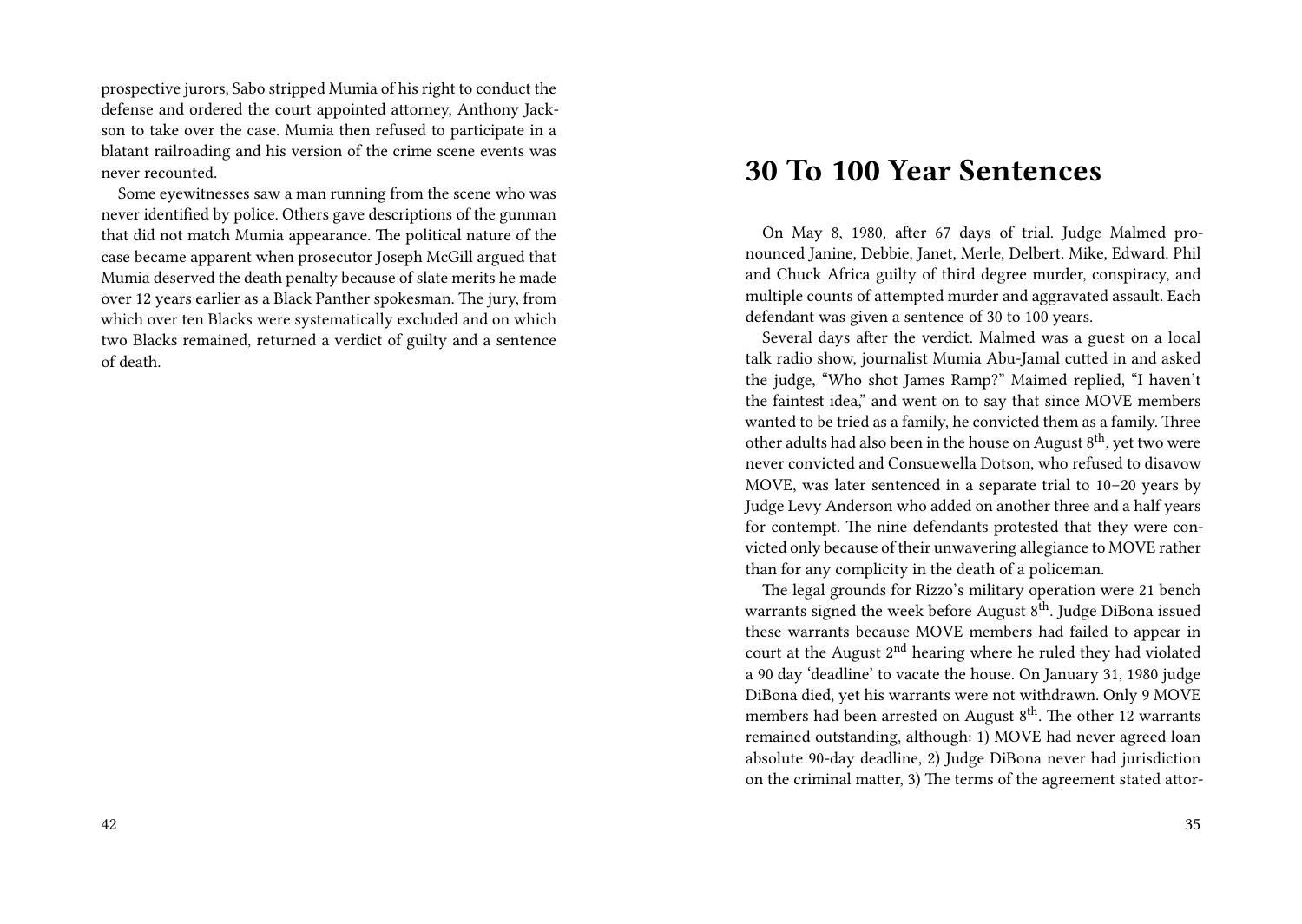prospective jurors, Sabo stripped Mumia of his right to conduct the defense and ordered the court appointed attorney, Anthony Jackson to take over the case. Mumia then refused to participate in a blatant railroading and his version of the crime scene events was never recounted.

Some eyewitnesses saw a man running from the scene who was never identified by police. Others gave descriptions of the gunman that did not match Mumia appearance. The political nature of the case became apparent when prosecutor Joseph McGill argued that Mumia deserved the death penalty because of slate merits he made over 12 years earlier as a Black Panther spokesman. The jury, from which over ten Blacks were systematically excluded and on which two Blacks remained, returned a verdict of guilty and a sentence of death.

## 30 To 100 Year Sentences

On May 8, 1980, after 67 days of trial. Judge Malmed pronounced Janine, Debbie, Janet, Merle, Delbert. Mike, Edward. Phil and Chuck Africa guilty of third degree murder, conspiracy, and multiple counts of attempted murder and aggravated assault. Each defendant was given a sentence of 30 to 100 years.

Several days after the verdict. Malmed was a guest on a local talk radio show, journalist Mumia Abu-Jamal cutted in and asked the judge, "Who shot James Ramp?" Maimed replied, "I haven't the faintest idea," and went on to say that since MOVE members wanted to be tried as a family, he convicted them as a family. Three other adults had also been in the house on August 8th, yet two were never convicted and Consuewella Dotson, who refused to disavow MOVE, was later sentenced in a separate trial to 10–20 years by Judge Levy Anderson who added on another three and a half years for contempt. The nine defendants protested that they were convicted only because of their unwavering allegiance to MOVE rather than for any complicity in the death of a policeman.

The legal grounds for Rizzo's military operation were 21 bench warrants signed the week before August 8th. Judge DiBona issued these warrants because MOVE members had failed to appear in court at the August 2nd hearing where he ruled they had violated a 90 day 'deadline' to vacate the house. On January 31, 1980 judge DiBona died, yet his warrants were not withdrawn. Only 9 MOVE members had been arrested on August 8th. The other 12 warrants remained outstanding, although: 1) MOVE had never agreed loan absolute 90-day deadline, 2) Judge DiBona never had jurisdiction on the criminal matter, 3) The terms of the agreement stated attor-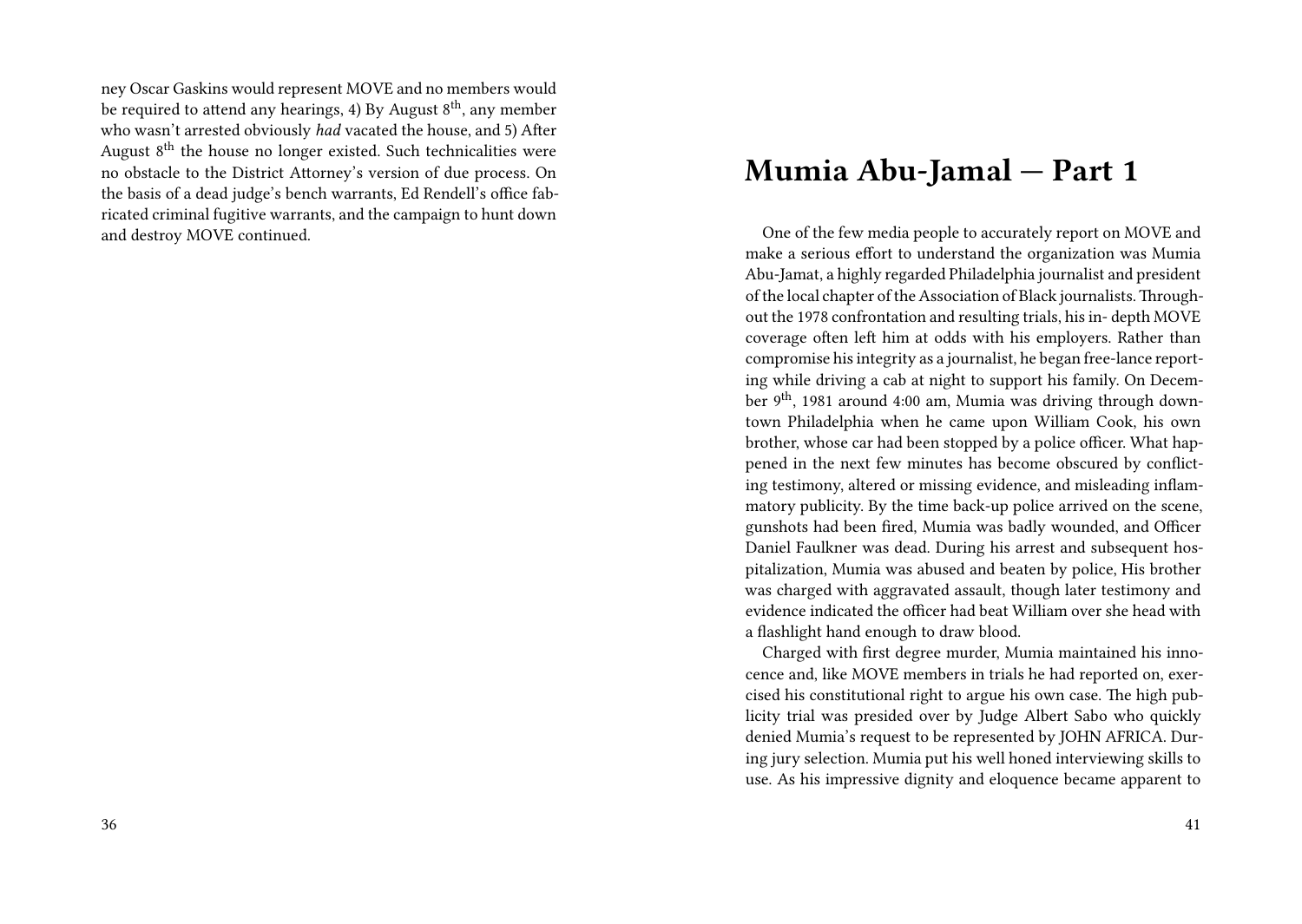ney Oscar Gaskins would represent MOVE and no members would be required to attend any hearings, 4) By August 8th, any member who wasn't arrested obviously *had* vacated the house, and 5) After August 8th the house no longer existed. Such technicalities were no obstacle to the District Attorney's version of due process. On the basis of a dead judge's bench warrants, Ed Rendell's office fabricated criminal fugitive warrants, and the campaign to hunt down and destroy MOVE continued.

# Mumia Abu-Jamal — Part 1

One of the few media people to accurately report on MOVE and make a serious effort to understand the organization was Mumia Abu-Jamat, a highly regarded Philadelphia journalist and president of the local chapter of the Association of Black journalists. Throughout the 1978 confrontation and resulting trials, his in- depth MOVE coverage often left him at odds with his employers. Rather than compromise his integrity as a journalist, he began free-lance reporting while driving a cab at night to support his family. On December 9th, 1981 around 4:00 am, Mumia was driving through downtown Philadelphia when he came upon William Cook, his own brother, whose car had been stopped by a police officer. What happened in the next few minutes has become obscured by conflicting testimony, altered or missing evidence, and misleading inflammatory publicity. By the time back-up police arrived on the scene, gunshots had been fired, Mumia was badly wounded, and Officer Daniel Faulkner was dead. During his arrest and subsequent hospitalization, Mumia was abused and beaten by police, His brother was charged with aggravated assault, though later testimony and evidence indicated the officer had beat William over she head with a flashlight hand enough to draw blood.

Charged with first degree murder, Mumia maintained his innocence and, like MOVE members in trials he had reported on, exercised his constitutional right to argue his own case. The high publicity trial was presided over by Judge Albert Sabo who quickly denied Mumia's request to be represented by JOHN AFRICA. During jury selection. Mumia put his well honed interviewing skills to use. As his impressive dignity and eloquence became apparent to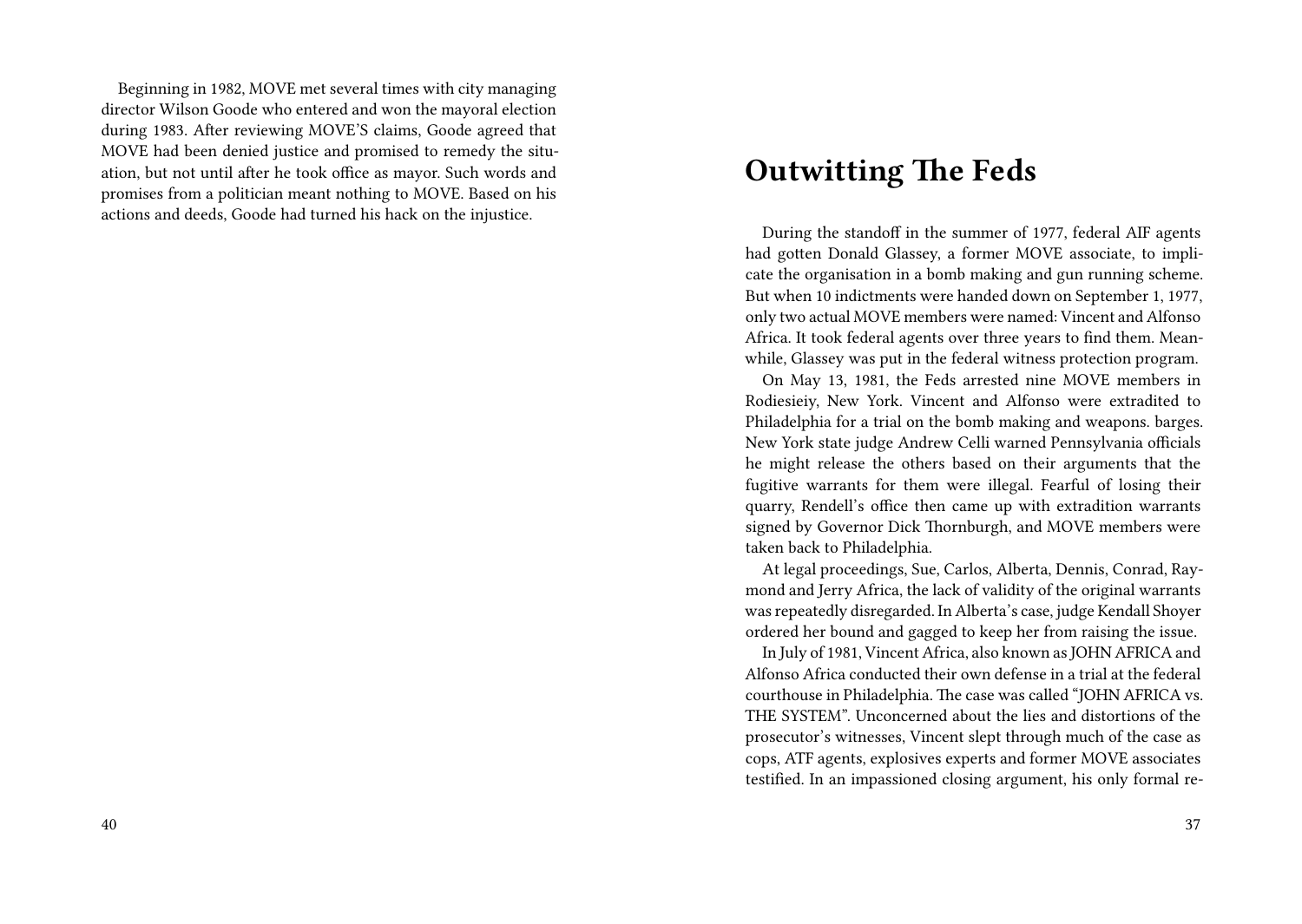Beginning in 1982, MOVE met several times with city managing director Wilson Goode who entered and won the mayoral election during 1983. After reviewing MOVE'S claims, Goode agreed that MOVE had been denied justice and promised to remedy the situation, but not until after he took office as mayor. Such words and promises from a politician meant nothing to MOVE. Based on his actions and deeds, Goode had turned his hack on the injustice.

## Outwitting The Feds

During the standoff in the summer of 1977, federal AIF agents had gotten Donald Glassey, a former MOVE associate, to implicate the organisation in a bomb making and gun running scheme. But when 10 indictments were handed down on September 1, 1977, only two actual MOVE members were named: Vincent and Alfonso Africa. It took federal agents over three years to find them. Meanwhile, Glassey was put in the federal witness protection program.

On May 13, 1981, the Feds arrested nine MOVE members in Rodiesieiy, New York. Vincent and Alfonso were extradited to Philadelphia for a trial on the bomb making and weapons. barges. New York state judge Andrew Celli warned Pennsylvania officials he might release the others based on their arguments that the fugitive warrants for them were illegal. Fearful of losing their quarry, Rendell's office then came up with extradition warrants signed by Governor Dick Thornburgh, and MOVE members were taken back to Philadelphia.

At legal proceedings, Sue, Carlos, Alberta, Dennis, Conrad, Raymond and Jerry Africa, the lack of validity of the original warrants was repeatedly disregarded. In Alberta's case, judge Kendall Shoyer ordered her bound and gagged to keep her from raising the issue.

In July of 1981, Vincent Africa, also known as JOHN AFRICA and Alfonso Africa conducted their own defense in a trial at the federal courthouse in Philadelphia. The case was called "JOHN AFRICA vs. THE SYSTEM". Unconcerned about the lies and distortions of the prosecutor's witnesses, Vincent slept through much of the case as cops, ATF agents, explosives experts and former MOVE associates testified. In an impassioned closing argument, his only formal re-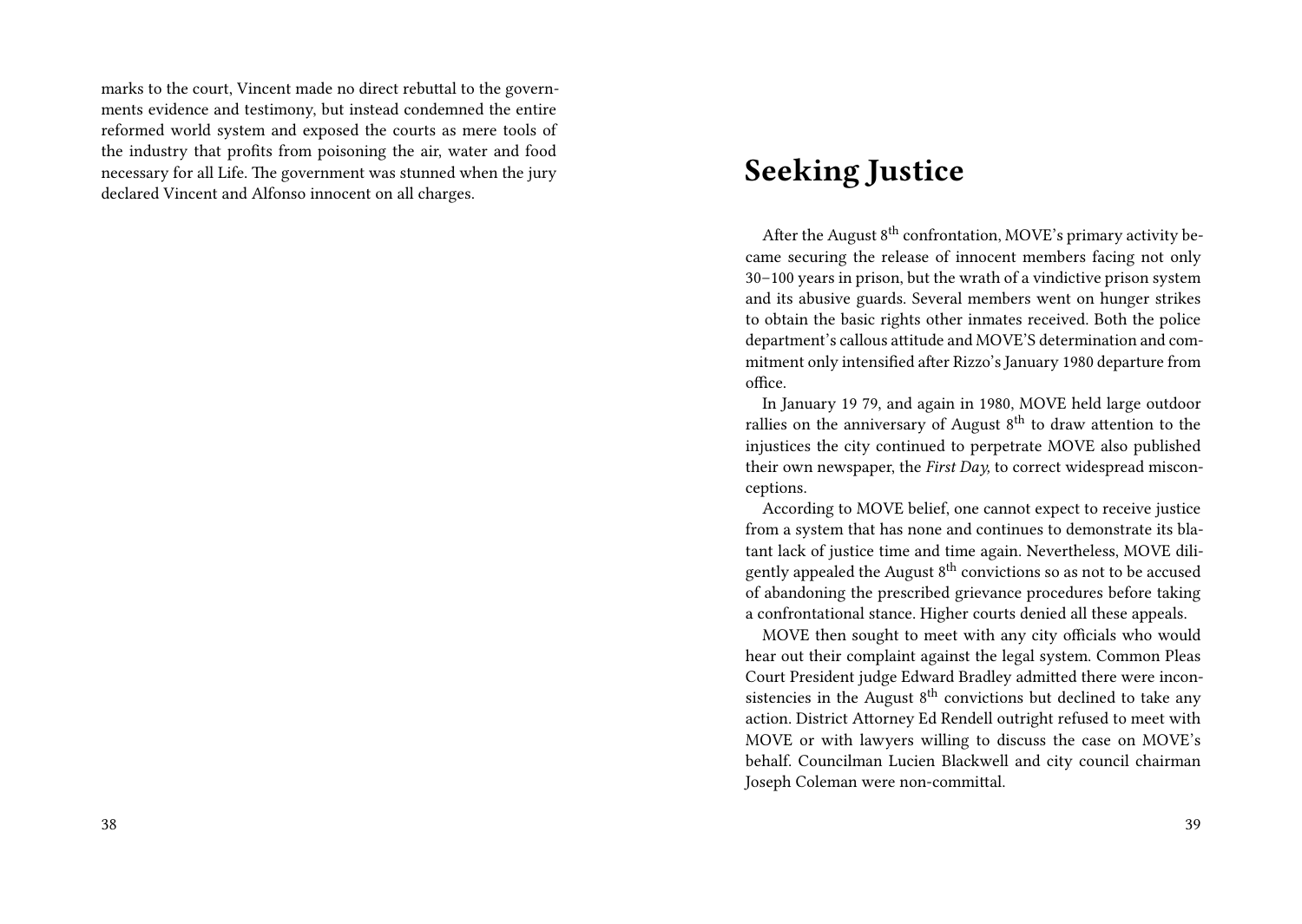marks to the court, Vincent made no direct rebuttal to the governments evidence and testimony, but instead condemned the entire reformed world system and exposed the courts as mere tools of the industry that profits from poisoning the air, water and food necessary for all Life. The government was stunned when the jury declared Vincent and Alfonso innocent on all charges.

# Seeking Justice

After the August 8th confrontation, MOVE's primary activity became securing the release of innocent members facing not only 30–100 years in prison, but the wrath of a vindictive prison system and its abusive guards. Several members went on hunger strikes to obtain the basic rights other inmates received. Both the police department's callous attitude and MOVE'S determination and commitment only intensified after Rizzo's January 1980 departure from office.

In January 19 79, and again in 1980, MOVE held large outdoor rallies on the anniversary of August 8th to draw attention to the injustices the city continued to perpetrate MOVE also published their own newspaper, the *First Day,* to correct widespread misconceptions.

According to MOVE belief, one cannot expect to receive justice from a system that has none and continues to demonstrate its blatant lack of justice time and time again. Nevertheless, MOVE diligently appealed the August 8th convictions so as not to be accused of abandoning the prescribed grievance procedures before taking a confrontational stance. Higher courts denied all these appeals.

MOVE then sought to meet with any city officials who would hear out their complaint against the legal system. Common Pleas Court President judge Edward Bradley admitted there were inconsistencies in the August 8th convictions but declined to take any action. District Attorney Ed Rendell outright refused to meet with MOVE or with lawyers willing to discuss the case on MOVE's behalf. Councilman Lucien Blackwell and city council chairman Joseph Coleman were non-committal.